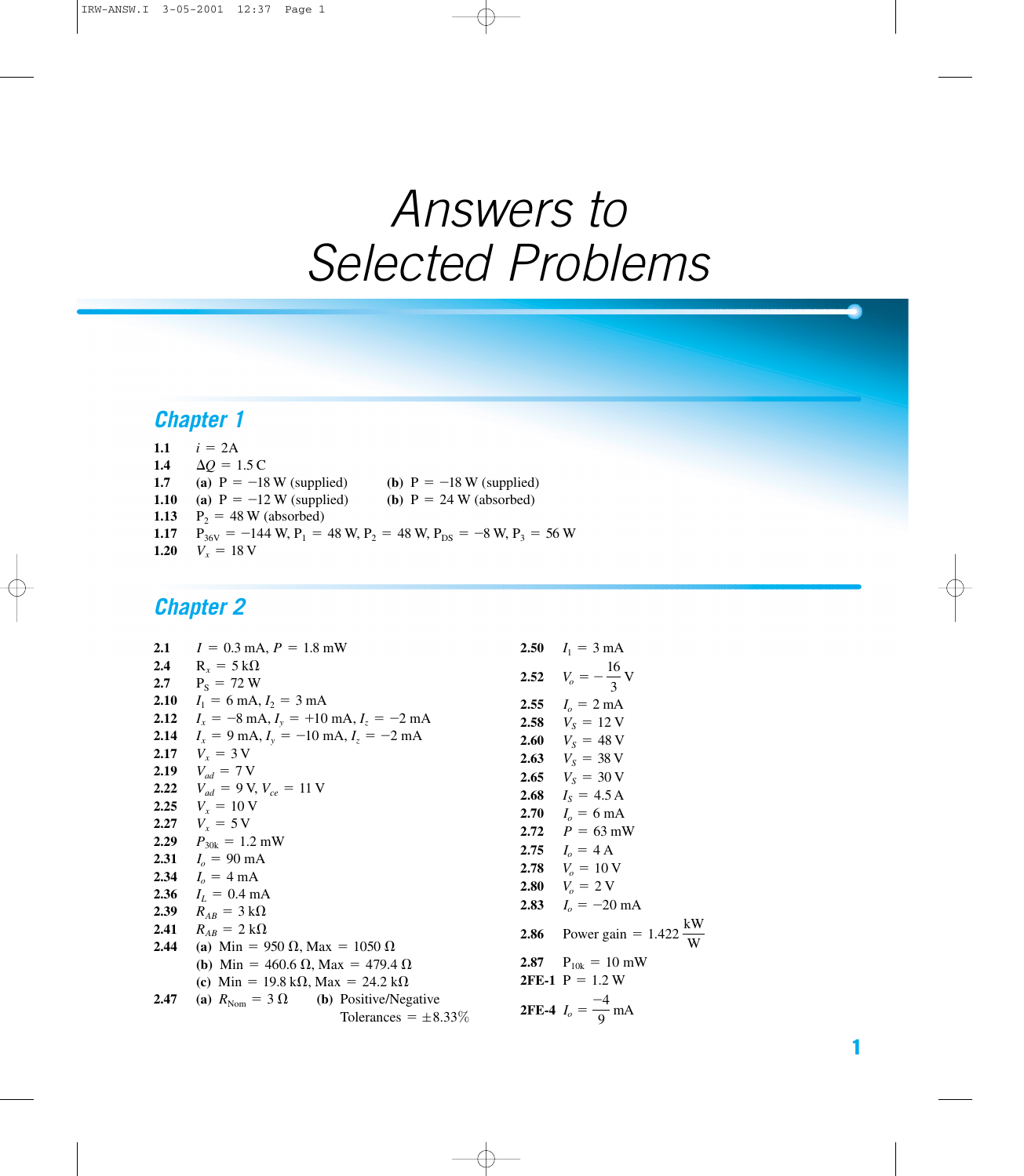# Answers to Selected Problems

## Chapter 1

**1.1** $i = 2\text{A}$

**1.4** $\Delta Q = 1.5\text{ C}$

**1.7** **(a)** P = −18 W (supplied) **(b)** P = −18 W (supplied)

**1.10** **(a)** P = −12 W (supplied) **(b)** P = 24 W (absorbed)

**1.13** $P_2 = 48\text{ W}$ (absorbed)

**1.17** $P_{36V} = -144\text{ W}$, $P_1 = 48\text{ W}$, $P_2 = 48\text{ W}$, $P_{DS} = -8\text{ W}$, $P_3 = 56\text{ W}$

**1.20** $V_x = 18\text{ V}$

## Chapter 2

**2.1** $I = 0.3\text{ mA}$, $P = 1.8\text{ mW}$

**2.4** $R_x = 5\text{ k}\Omega$

**2.7** $P_S = 72\text{ W}$

**2.10** $I_1 = 6\text{ mA}$, $I_2 = 3\text{ mA}$

**2.12** $I_x = -8\text{ mA}$, $I_y = +10\text{ mA}$, $I_z = -2\text{ mA}$

**2.14** $I_x = 9\text{ mA}$, $I_y = -10\text{ mA}$, $I_z = -2\text{ mA}$

**2.17** $V_x = 3\text{ V}$

**2.19** $V_{ad} = 7\text{ V}$

**2.22** $V_{ad} = 9\text{ V}$, $V_{ce} = 11\text{ V}$

**2.25** $V_x = 10\text{ V}$

**2.27** $V_x = 5\text{ V}$

**2.29** $P_{30k} = 1.2\text{ mW}$

**2.31** $I_o = 90\text{ mA}$

**2.34** $I_o = 4\text{ mA}$

**2.36** $I_L = 0.4\text{ mA}$

**2.39** $R_{AB} = 3\text{ k}\Omega$

**2.41** $R_{AB} = 2\text{ k}\Omega$

**2.44** **(a)** Min = 950 Ω, Max = 1050 Ω
**(b)** Min = 460.6 Ω, Max = 479.4 Ω
**(c)** Min = 19.8 kΩ, Max = 24.2 kΩ

**2.47** **(a)** $R_{Nom} = 3\ \Omega$ **(b)** Positive/Negative Tolerances = ±8.33%

**2.50** $I_1 = 3\text{ mA}$

**2.52** $V_o = -\dfrac{16}{3}\text{ V}$

**2.55** $I_o = 2\text{ mA}$

**2.58** $V_S = 12\text{ V}$

**2.60** $V_S = 48\text{ V}$

**2.63** $V_S = 38\text{ V}$

**2.65** $V_S = 30\text{ V}$

**2.68** $I_S = 4.5\text{ A}$

**2.70** $I_o = 6\text{ mA}$

**2.72** $P = 63\text{ mW}$

**2.75** $I_o = 4\text{ A}$

**2.78** $V_o = 10\text{ V}$

**2.80** $V_o = 2\text{ V}$

**2.83** $I_o = -20\text{ mA}$

**2.86** Power gain = $1.422\ \dfrac{\text{kW}}{\text{W}}$

**2.87** $P_{10k} = 10\text{ mW}$

**2FE-1** P = 1.2 W

**2FE-4** $I_o = \dfrac{-4}{9}\text{ mA}$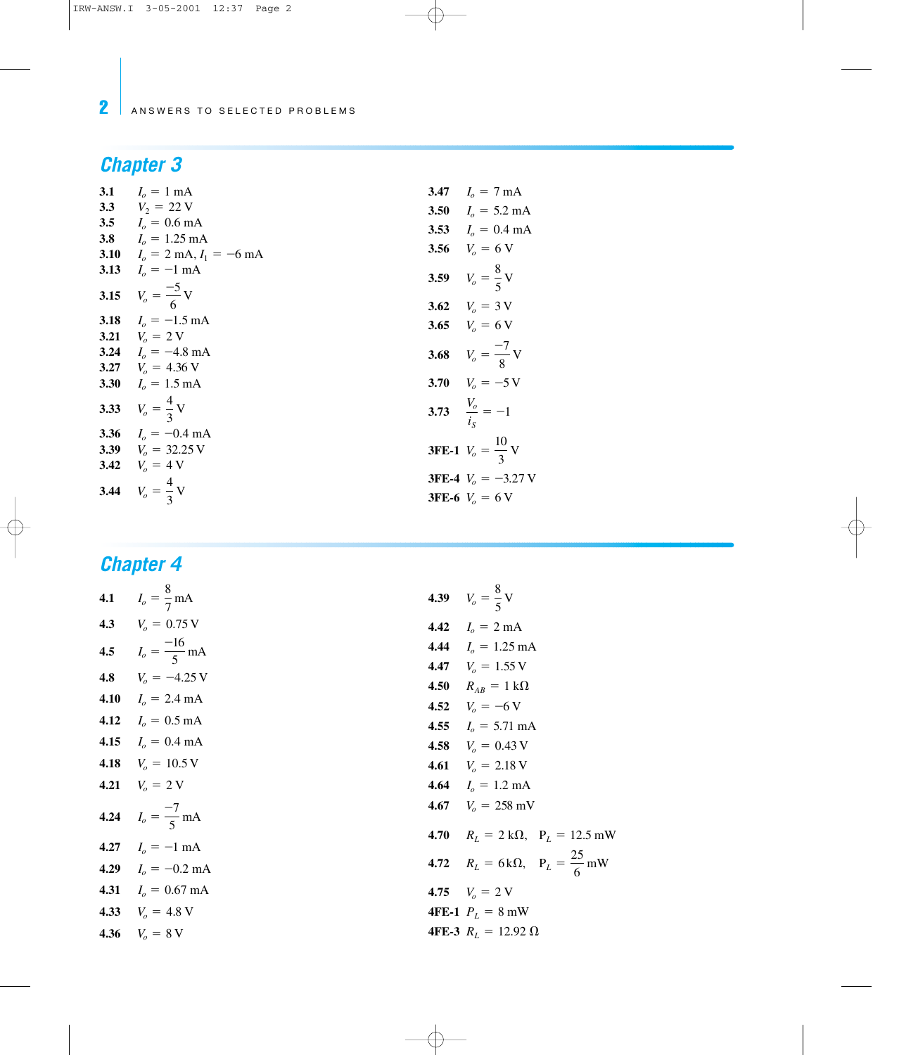## Chapter 3

**3.1** $I_o = 1$ mA
**3.3** $V_2 = 22$ V
**3.5** $I_o = 0.6$ mA
**3.8** $I_o = 1.25$ mA
**3.10** $I_o = 2$ mA, $I_1 = -6$ mA
**3.13** $I_o = -1$ mA
**3.15** $V_o = \frac{-5}{6}$ V
**3.18** $I_o = -1.5$ mA
**3.21** $V_o = 2$ V
**3.24** $I_o = -4.8$ mA
**3.27** $V_o = 4.36$ V
**3.30** $I_o = 1.5$ mA
**3.33** $V_o = \frac{4}{3}$ V
**3.36** $I_o = -0.4$ mA
**3.39** $V_o = 32.25$ V
**3.42** $V_o = 4$ V
**3.44** $V_o = \frac{4}{3}$ V
**3.47** $I_o = 7$ mA
**3.50** $I_o = 5.2$ mA
**3.53** $I_o = 0.4$ mA
**3.56** $V_o = 6$ V
**3.59** $V_o = \frac{8}{5}$ V
**3.62** $V_o = 3$ V
**3.65** $V_o = 6$ V
**3.68** $V_o = \frac{-7}{8}$ V
**3.70** $V_o = -5$ V
**3.73** $\frac{V_o}{i_S} = -1$
**3FE-1** $V_o = \frac{10}{3}$ V
**3FE-4** $V_o = -3.27$ V
**3FE-6** $V_o = 6$ V

## Chapter 4

**4.1** $I_o = \frac{8}{7}$ mA
**4.3** $V_o = 0.75$ V
**4.5** $I_o = \frac{-16}{5}$ mA
**4.8** $V_o = -4.25$ V
**4.10** $I_o = 2.4$ mA
**4.12** $I_o = 0.5$ mA
**4.15** $I_o = 0.4$ mA
**4.18** $V_o = 10.5$ V
**4.21** $V_o = 2$ V
**4.24** $I_o = \frac{-7}{5}$ mA
**4.27** $I_o = -1$ mA
**4.29** $I_o = -0.2$ mA
**4.31** $I_o = 0.67$ mA
**4.33** $V_o = 4.8$ V
**4.36** $V_o = 8$ V
**4.39** $V_o = \frac{8}{5}$ V
**4.42** $I_o = 2$ mA
**4.44** $I_o = 1.25$ mA
**4.47** $V_o = 1.55$ V
**4.50** $R_{AB} = 1$ kΩ
**4.52** $V_o = -6$ V
**4.55** $I_o = 5.71$ mA
**4.58** $V_o = 0.43$ V
**4.61** $V_o = 2.18$ V
**4.64** $I_o = 1.2$ mA
**4.67** $V_o = 258$ mV
**4.70** $R_L = 2$ kΩ, $P_L = 12.5$ mW
**4.72** $R_L = 6$ kΩ, $P_L = \frac{25}{6}$ mW
**4.75** $V_o = 2$ V
**4FE-1** $P_L = 8$ mW
**4FE-3** $R_L = 12.92$ Ω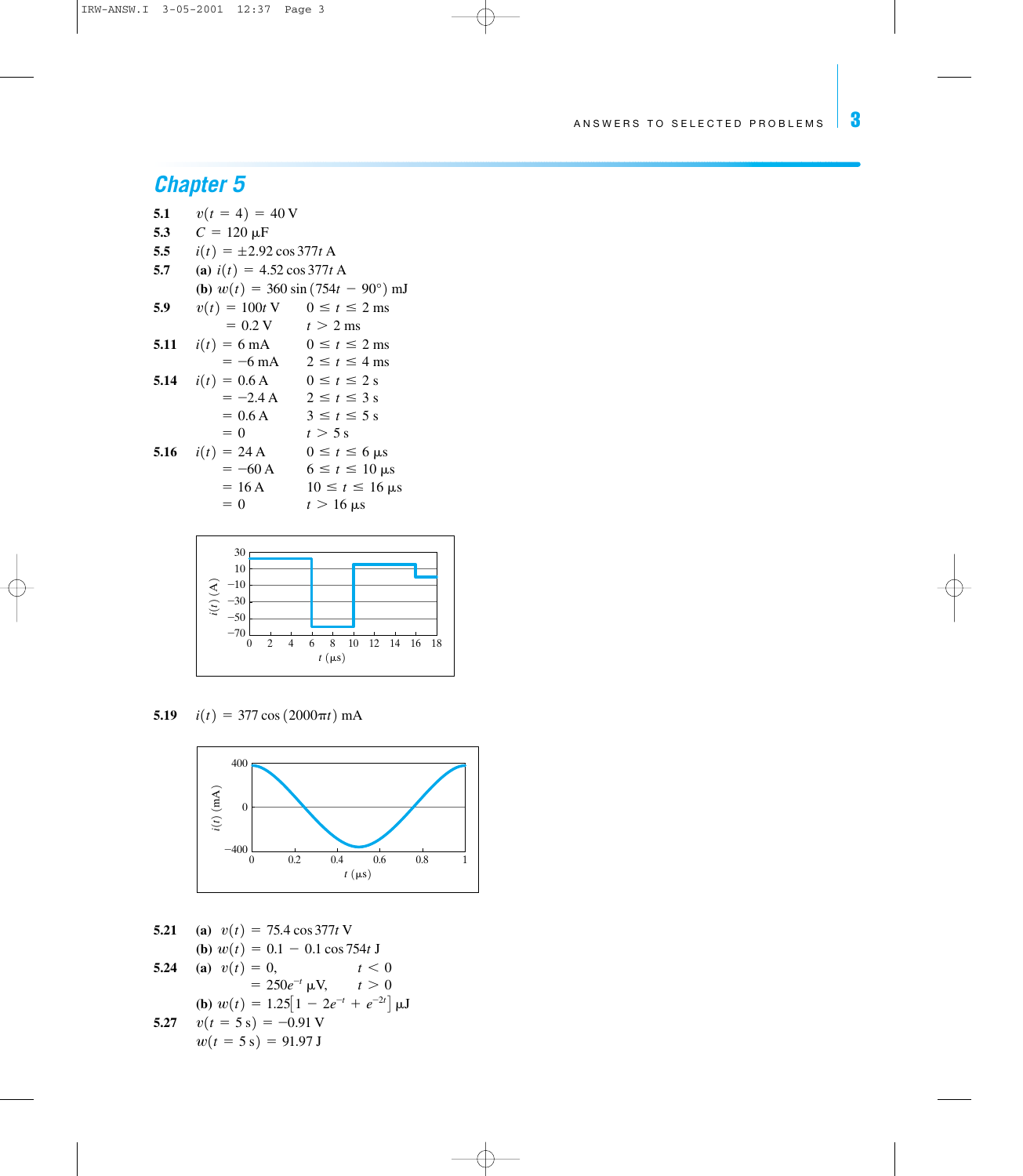## Chapter 5

**5.1** $v(t = 4) = 40\text{ V}$

**5.3** $C = 120\ \mu\text{F}$

**5.5** $i(t) = \pm 2.92 \cos 377t\text{ A}$

**5.7** **(a)** $i(t) = 4.52 \cos 377t\text{ A}$

**(b)** $w(t) = 360 \sin(754t - 90°)\text{ mJ}$

**5.9**
$$
\begin{aligned}
v(t) &= 100t\text{ V} \quad && 0 \le t \le 2\text{ ms} \\
&= 0.2\text{ V} && t > 2\text{ ms}
\end{aligned}
$$

**5.11**
$$
\begin{aligned}
i(t) &= 6\text{ mA} \quad && 0 \le t \le 2\text{ ms} \\
&= -6\text{ mA} && 2 \le t \le 4\text{ ms}
\end{aligned}
$$

**5.14**
$$
\begin{aligned}
i(t) &= 0.6\text{ A} \quad && 0 \le t \le 2\text{ s} \\
&= -2.4\text{ A} && 2 \le t \le 3\text{ s} \\
&= 0.6\text{ A} && 3 \le t \le 5\text{ s} \\
&= 0 && t > 5\text{ s}
\end{aligned}
$$

**5.16**
$$
\begin{aligned}
i(t) &= 24\text{ A} \quad && 0 \le t \le 6\ \mu\text{s} \\
&= -60\text{ A} && 6 \le t \le 10\ \mu\text{s} \\
&= 16\text{ A} && 10 \le t \le 16\ \mu\text{s} \\
&= 0 && t > 16\ \mu\text{s}
\end{aligned}
$$

**5.19** $i(t) = 377 \cos(2000\pi t)\text{ mA}$

**5.21** **(a)** $v(t) = 75.4 \cos 377t\text{ V}$

**(b)** $w(t) = 0.1 - 0.1 \cos 754t\text{ J}$

**5.24** **(a)**
$$
\begin{aligned}
v(t) &= 0, && t < 0 \\
&= 250e^{-t}\ \mu\text{V}, \quad && t > 0
\end{aligned}
$$

**(b)** $w(t) = 1.25\left[1 - 2e^{-t} + e^{-2t}\right]\ \mu\text{J}$

**5.27** $v(t = 5\text{ s}) = -0.91\text{ V}$

$w(t = 5\text{ s}) = 91.97\text{ J}$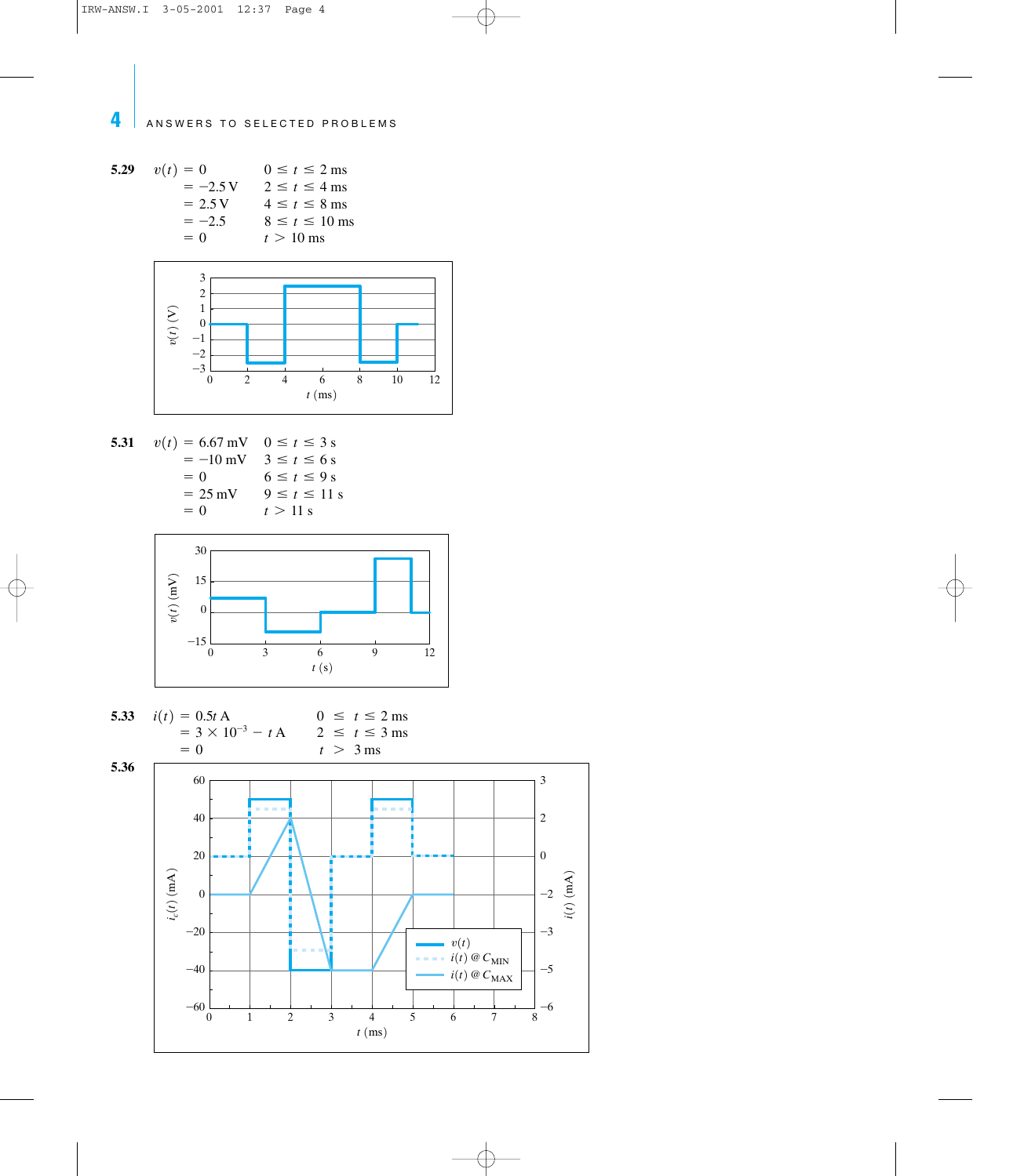## ANSWERS TO SELECTED PROBLEMS

**5.29**

$$
\begin{aligned}
v(t) &= 0 && 0 \le t \le 2\text{ ms} \\
&= -2.5\text{ V} && 2 \le t \le 4\text{ ms} \\
&= 2.5\text{ V} && 4 \le t \le 8\text{ ms} \\
&= -2.5 && 8 \le t \le 10\text{ ms} \\
&= 0 && t > 10\text{ ms}
\end{aligned}
$$

**5.31**

$$
\begin{aligned}
v(t) &= 6.67\text{ mV} && 0 \le t \le 3\text{ s} \\
&= -10\text{ mV} && 3 \le t \le 6\text{ s} \\
&= 0 && 6 \le t \le 9\text{ s} \\
&= 25\text{ mV} && 9 \le t \le 11\text{ s} \\
&= 0 && t > 11\text{ s}
\end{aligned}
$$

**5.33**

$$
\begin{aligned}
i(t) &= 0.5t\text{ A} && 0 \le t \le 2\text{ ms} \\
&= 3 \times 10^{-3} - t\text{ A} && 2 \le t \le 3\text{ ms} \\
&= 0 && t > 3\text{ ms}
\end{aligned}
$$

**5.36**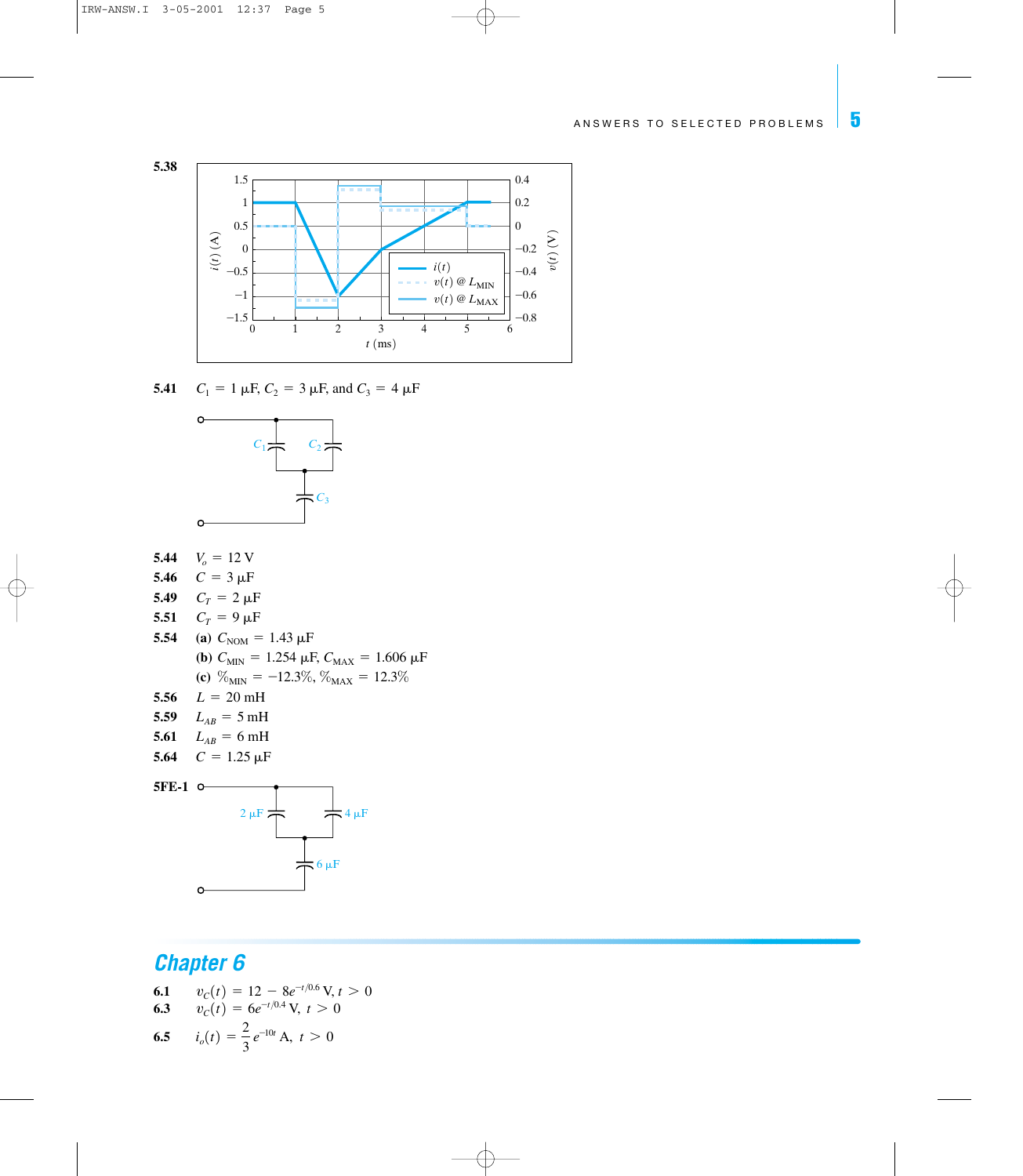**5.38**

**5.41** $C_1 = 1\ \mu F$, $C_2 = 3\ \mu F$, and $C_3 = 4\ \mu F$

**5.44** $V_o = 12$ V

**5.46** $C = 3\ \mu F$

**5.49** $C_T = 2\ \mu F$

**5.51** $C_T = 9\ \mu F$

**5.54** **(a)** $C_{NOM} = 1.43\ \mu F$

**(b)** $C_{MIN} = 1.254\ \mu F$, $C_{MAX} = 1.606\ \mu F$

**(c)** $\%_{MIN} = -12.3\%$, $\%_{MAX} = 12.3\%$

**5.56** $L = 20$ mH

**5.59** $L_{AB} = 5$ mH

**5.61** $L_{AB} = 6$ mH

**5.64** $C = 1.25\ \mu F$

**5FE-1**

## Chapter 6

**6.1** $v_C(t) = 12 - 8e^{-t/0.6}$ V, $t > 0$

**6.3** $v_C(t) = 6e^{-t/0.4}$ V, $t > 0$

**6.5** $i_o(t) = \dfrac{2}{3}e^{-10t}$ A, $t > 0$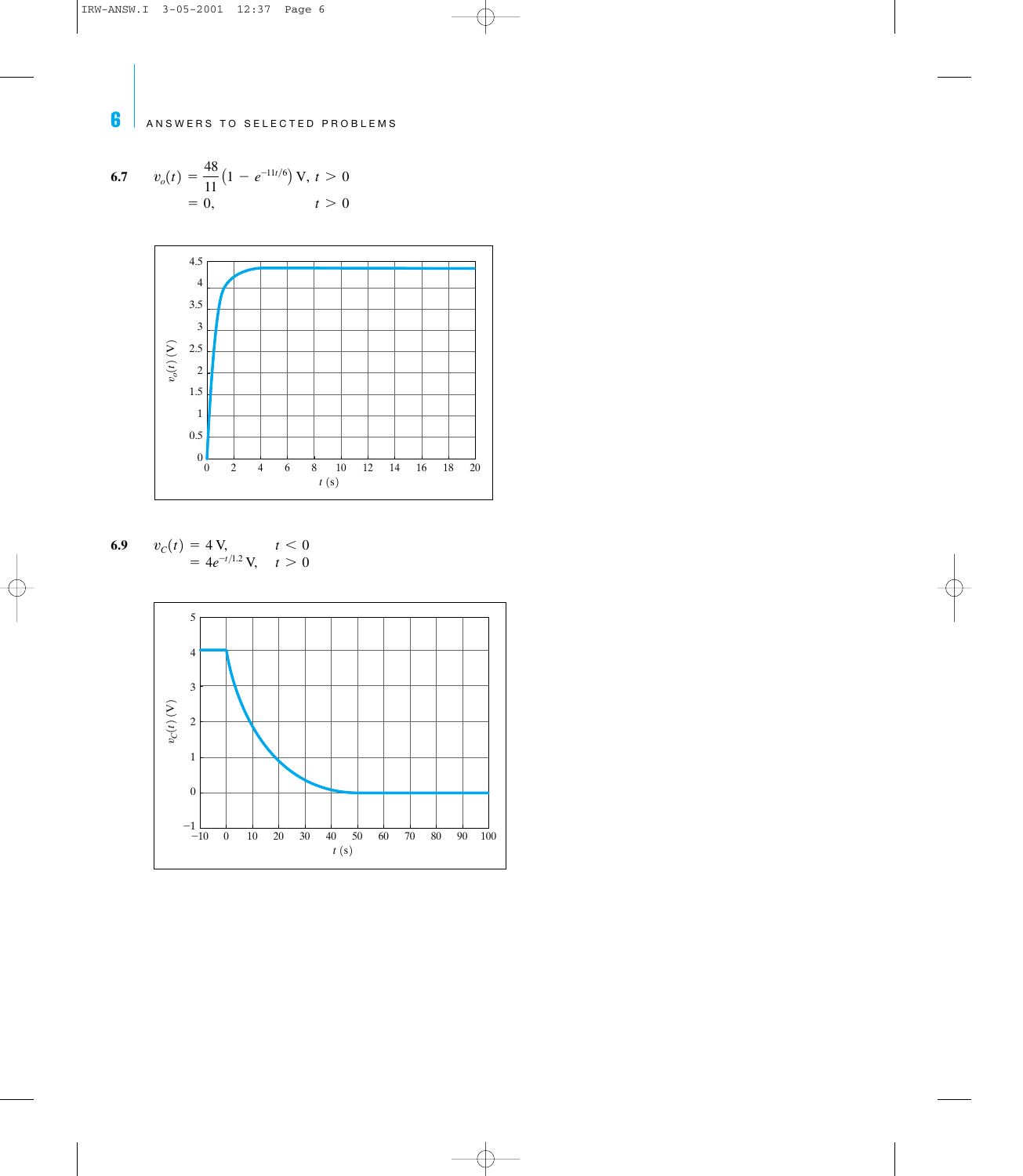**6.7** $v_o(t) = \frac{48}{11}\left(1 - e^{-11t/6}\right)$ V, $t > 0$
$= 0,$ $t > 0$

**6.9** $v_C(t) = 4$ V, $t < 0$
$= 4e^{-t/1.2}$ V, $t > 0$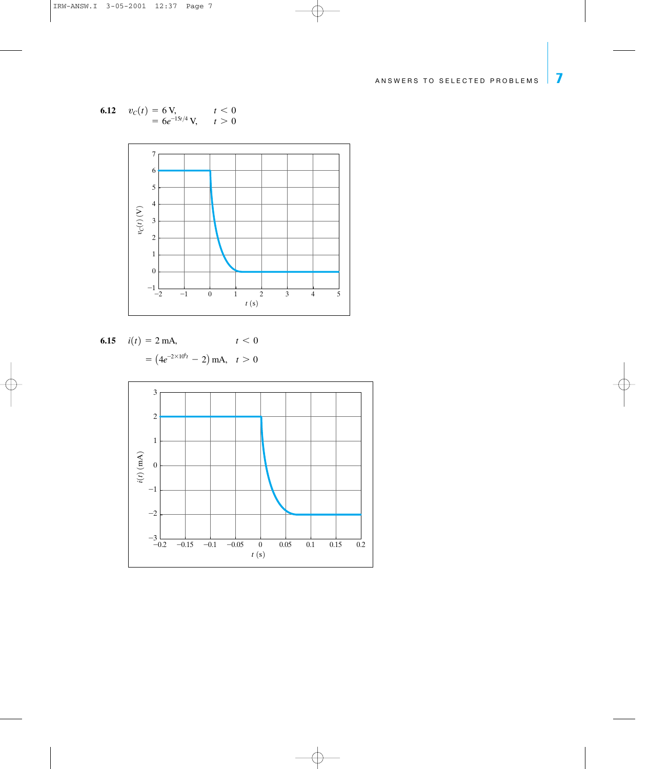**6.12** $v_C(t) = 6\text{ V}, \quad t < 0$

$= 6e^{-15t/4}\text{ V}, \quad t > 0$

**6.15** $i(t) = 2\text{ mA}, \quad t < 0$

$= \left(4e^{-2\times10^{6}t} - 2\right)\text{ mA}, \quad t > 0$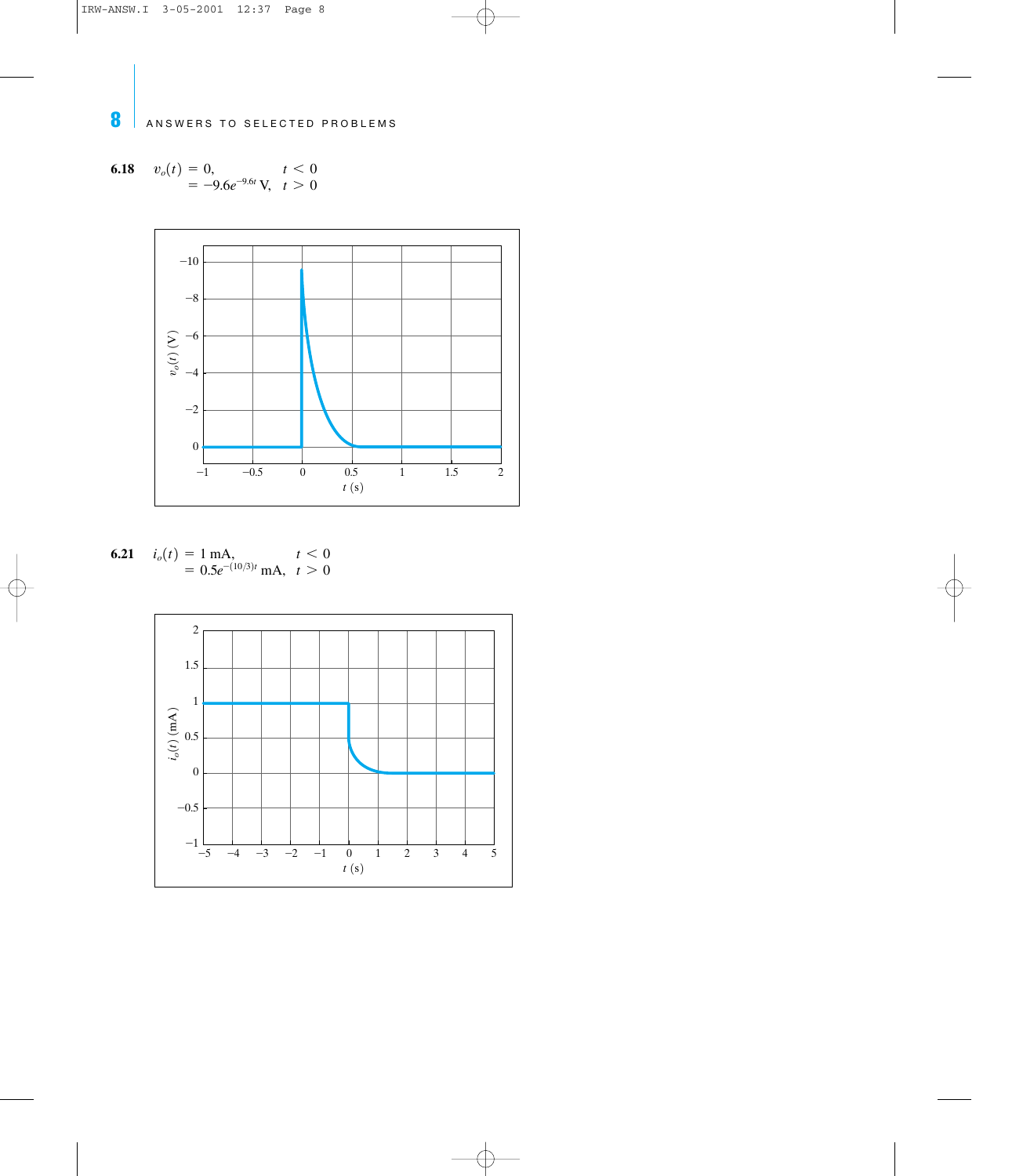**6.18** $v_o(t) = 0, \quad t < 0$
$\quad = -9.6e^{-9.6t}\text{ V}, \quad t > 0$

**6.21** $i_o(t) = 1\text{ mA}, \quad t < 0$
$\quad = 0.5e^{-(10/3)t}\text{ mA}, \quad t > 0$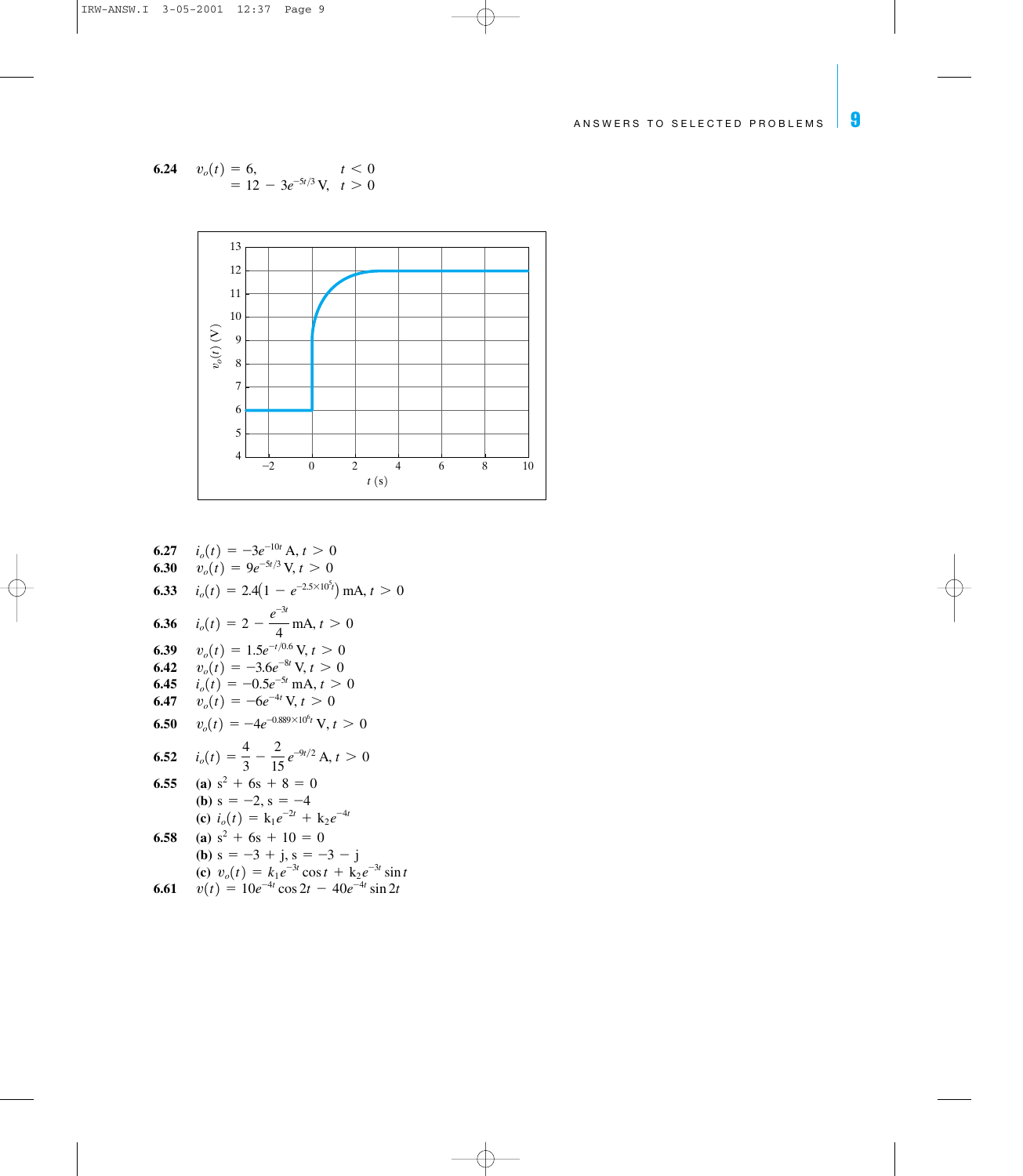**6.24** $v_o(t) = 6, \quad t < 0$
$= 12 - 3e^{-5t/3}$ V, $t > 0$

**6.27** $i_o(t) = -3e^{-10t}$ A, $t > 0$

**6.30** $v_o(t) = 9e^{-5t/3}$ V, $t > 0$

**6.33** $i_o(t) = 2.4\left(1 - e^{-2.5\times10^5 t}\right)$ mA, $t > 0$

**6.36** $i_o(t) = 2 - \dfrac{e^{-3t}}{4}$ mA, $t > 0$

**6.39** $v_o(t) = 1.5e^{-t/0.6}$ V, $t > 0$

**6.42** $v_o(t) = -3.6e^{-8t}$ V, $t > 0$

**6.45** $i_o(t) = -0.5e^{-5t}$ mA, $t > 0$

**6.47** $v_o(t) = -6e^{-4t}$ V, $t > 0$

**6.50** $v_o(t) = -4e^{-0.889\times10^6 t}$ V, $t > 0$

**6.52** $i_o(t) = \dfrac{4}{3} - \dfrac{2}{15}e^{-9t/2}$ A, $t > 0$

**6.55** **(a)** $s^2 + 6s + 8 = 0$
**(b)** $s = -2, s = -4$
**(c)** $i_o(t) = k_1e^{-2t} + k_2e^{-4t}$

**6.58** **(a)** $s^2 + 6s + 10 = 0$
**(b)** $s = -3 + j, s = -3 - j$
**(c)** $v_o(t) = k_1e^{-3t}\cos t + k_2e^{-3t}\sin t$

**6.61** $v(t) = 10e^{-4t}\cos 2t - 40e^{-4t}\sin 2t$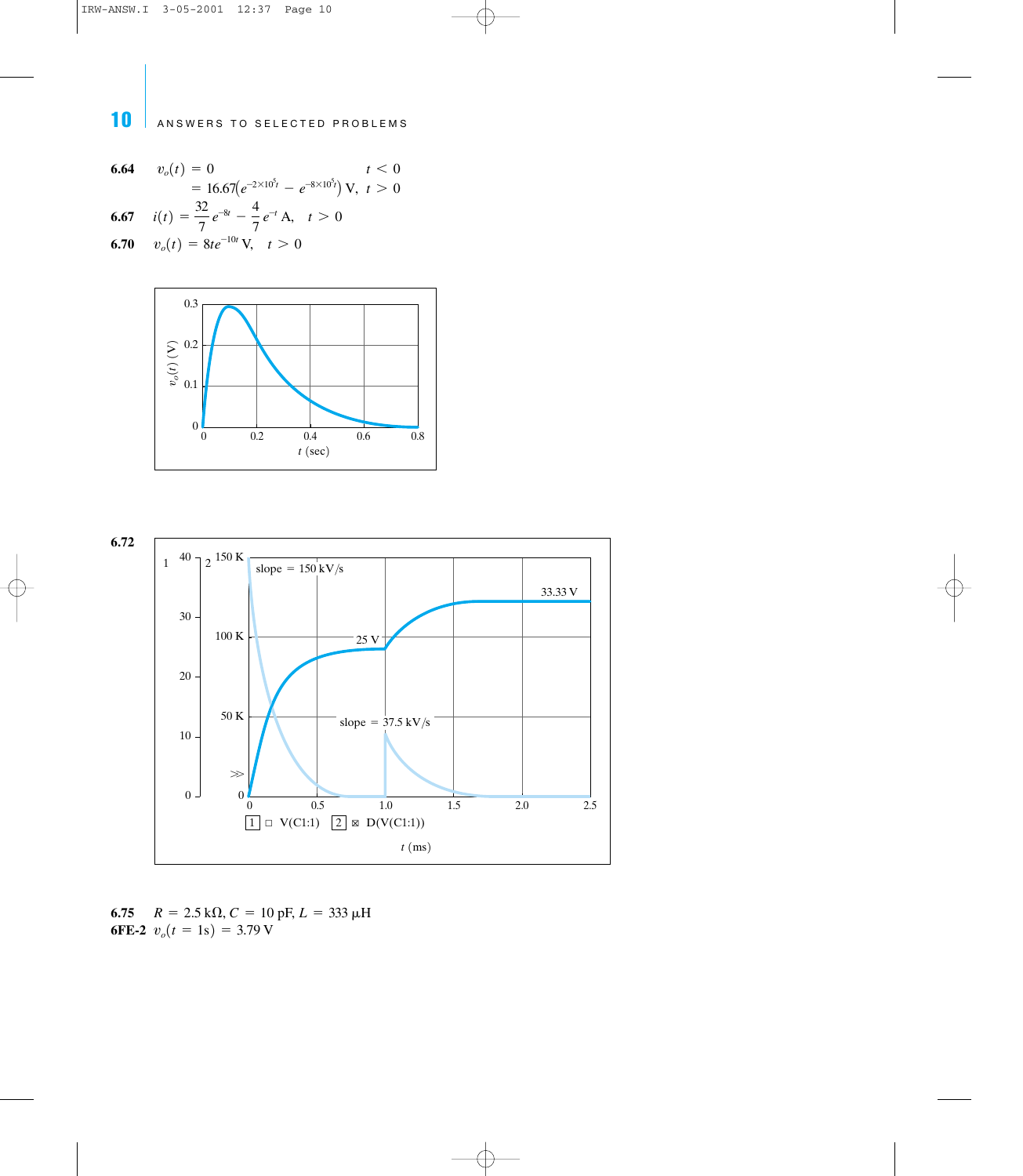**6.64** $v_o(t) = 0 \qquad t < 0$

$= 16.67\left(e^{-2\times10^5 t} - e^{-8\times10^5 t}\right)$ V, $\quad t > 0$

**6.67** $i(t) = \dfrac{32}{7}e^{-8t} - \dfrac{4}{7}e^{-t}$ A, $\quad t > 0$

**6.70** $v_o(t) = 8te^{-10t}$ V, $\quad t > 0$

**6.72**

**6.75** $R = 2.5\ \text{k}\Omega$, $C = 10$ pF, $L = 333\ \mu$H

**6FE-2** $v_o(t = 1\text{s}) = 3.79$ V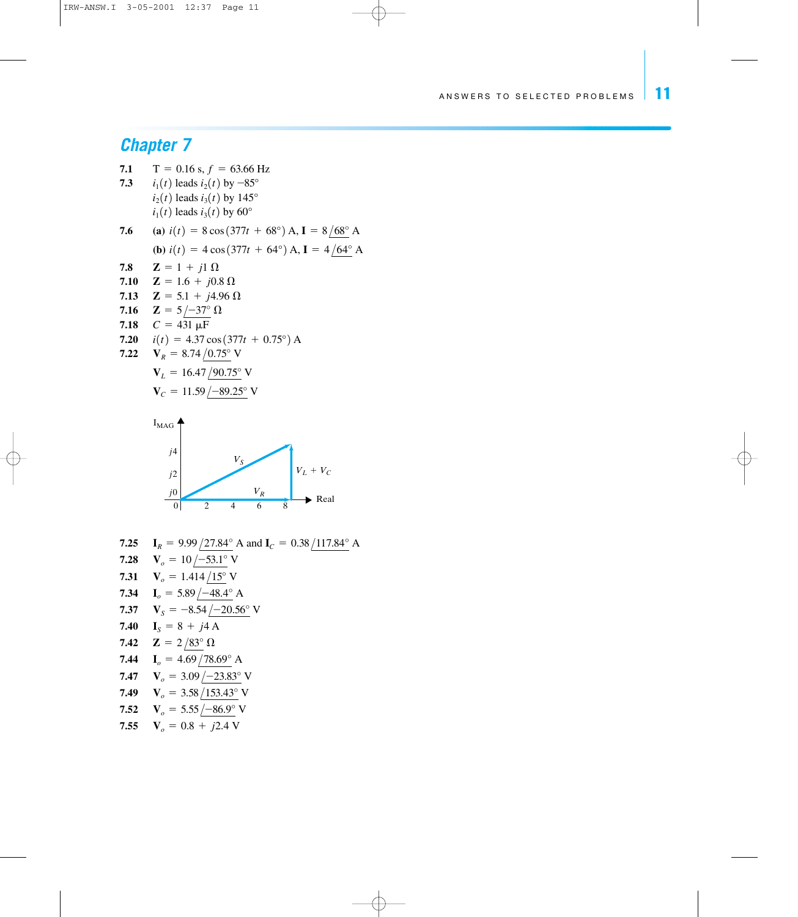## Chapter 7

**7.1** T = 0.16 s, $f$ = 63.66 Hz

**7.3** $i_1(t)$ leads $i_2(t)$ by −85°
$i_2(t)$ leads $i_3(t)$ by 145°
$i_1(t)$ leads $i_3(t)$ by 60°

**7.6** **(a)** $i(t) = 8\cos(377t + 68°)$ A, $\mathbf{I} = 8\angle 68°$ A

**(b)** $i(t) = 4\cos(377t + 64°)$ A, $\mathbf{I} = 4\angle 64°$ A

**7.8** $\mathbf{Z} = 1 + j1\ \Omega$

**7.10** $\mathbf{Z} = 1.6 + j0.8\ \Omega$

**7.13** $\mathbf{Z} = 5.1 + j4.96\ \Omega$

**7.16** $\mathbf{Z} = 5\angle -37°\ \Omega$

**7.18** $C = 431\ \mu\text{F}$

**7.20** $i(t) = 4.37\cos(377t + 0.75°)$ A

**7.22** $\mathbf{V}_R = 8.74\angle 0.75°$ V

$\mathbf{V}_L = 16.47\angle 90.75°$ V

$\mathbf{V}_C = 11.59\angle -89.25°$ V

**7.25** $\mathbf{I}_R = 9.99\angle 27.84°$ A and $\mathbf{I}_C = 0.38\angle 117.84°$ A

**7.28** $\mathbf{V}_o = 10\angle -53.1°$ V

**7.31** $\mathbf{V}_o = 1.414\angle 15°$ V

**7.34** $\mathbf{I}_o = 5.89\angle -48.4°$ A

**7.37** $\mathbf{V}_S = -8.54\angle -20.56°$ V

**7.40** $\mathbf{I}_S = 8 + j4$ A

**7.42** $\mathbf{Z} = 2\angle 83°\ \Omega$

**7.44** $\mathbf{I}_o = 4.69\angle 78.69°$ A

**7.47** $\mathbf{V}_o = 3.09\angle -23.83°$ V

**7.49** $\mathbf{V}_o = 3.58\angle 153.43°$ V

**7.52** $\mathbf{V}_o = 5.55\angle -86.9°$ V

**7.55** $\mathbf{V}_o = 0.8 + j2.4$ V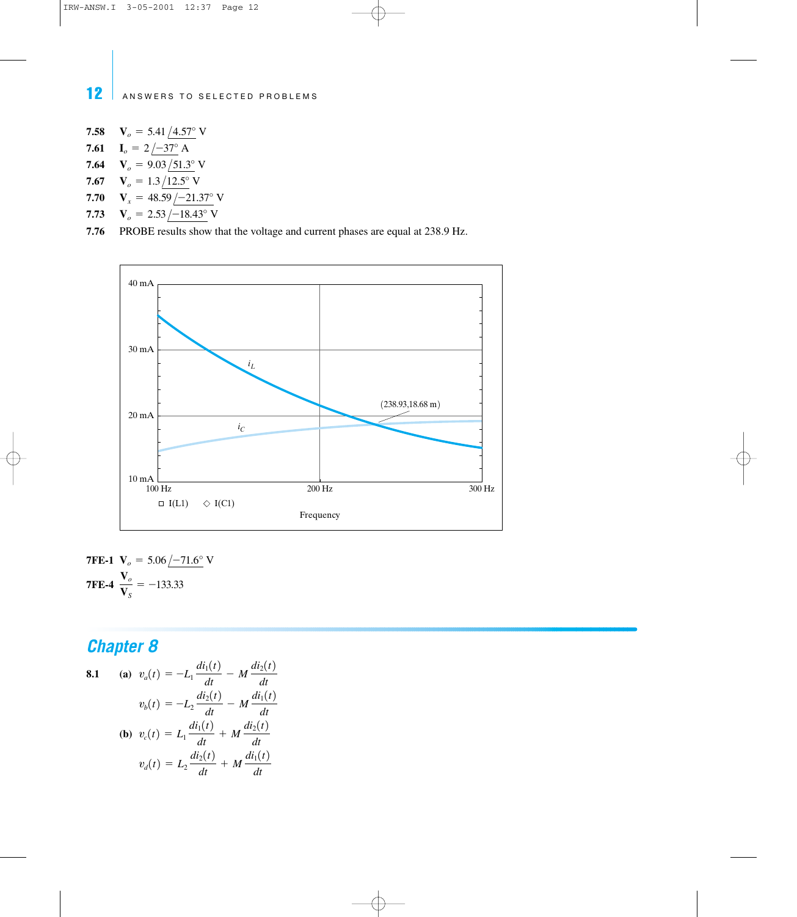**7.58** $\mathbf{V}_o = 5.41 \underline{/4.57°}$ V

**7.61** $\mathbf{I}_o = 2 \underline{/-37°}$ A

**7.64** $\mathbf{V}_o = 9.03 \underline{/51.3°}$ V

**7.67** $\mathbf{V}_o = 1.3 \underline{/12.5°}$ V

**7.70** $\mathbf{V}_x = 48.59 \underline{/-21.37°}$ V

**7.73** $\mathbf{V}_o = 2.53 \underline{/-18.43°}$ V

**7.76** PROBE results show that the voltage and current phases are equal at 238.9 Hz.

40 mA
30 mA
20 mA
10 mA
100 Hz 200 Hz 300 Hz
$i_L$
$i_C$
(238.93,18.68 m)
□ I(L1) ◇ I(C1)
Frequency

**7FE-1** $\mathbf{V}_o = 5.06 \underline{/-71.6°}$ V

**7FE-4** $\dfrac{\mathbf{V}_o}{\mathbf{V}_S} = -133.33$

## Chapter 8

**8.1** **(a)**
$$v_a(t) = -L_1 \frac{di_1(t)}{dt} - M \frac{di_2(t)}{dt}$$
$$v_b(t) = -L_2 \frac{di_2(t)}{dt} - M \frac{di_1(t)}{dt}$$

**(b)**
$$v_c(t) = L_1 \frac{di_1(t)}{dt} + M \frac{di_2(t)}{dt}$$
$$v_d(t) = L_2 \frac{di_2(t)}{dt} + M \frac{di_1(t)}{dt}$$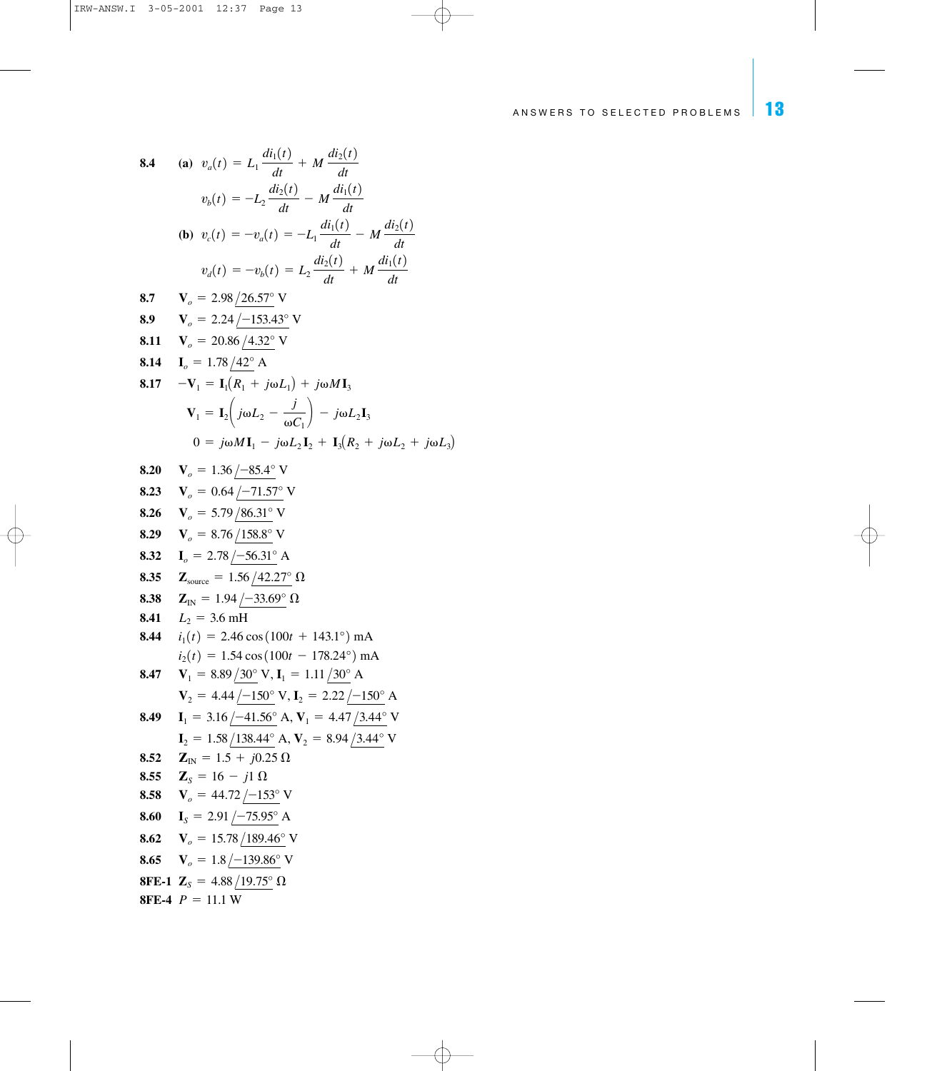**8.4** **(a)** $v_a(t) = L_1 \dfrac{di_1(t)}{dt} + M \dfrac{di_2(t)}{dt}$

$v_b(t) = -L_2 \dfrac{di_2(t)}{dt} - M \dfrac{di_1(t)}{dt}$

**(b)** $v_c(t) = -v_a(t) = -L_1 \dfrac{di_1(t)}{dt} - M \dfrac{di_2(t)}{dt}$

$v_d(t) = -v_b(t) = L_2 \dfrac{di_2(t)}{dt} + M \dfrac{di_1(t)}{dt}$

**8.7** $\mathbf{V}_o = 2.98\,\underline{/26.57°}$ V

**8.9** $\mathbf{V}_o = 2.24\,\underline{/-153.43°}$ V

**8.11** $\mathbf{V}_o = 20.86\,\underline{/4.32°}$ V

**8.14** $\mathbf{I}_o = 1.78\,\underline{/42°}$ A

**8.17** $-\mathbf{V}_1 = \mathbf{I}_1(R_1 + j\omega L_1) + j\omega M \mathbf{I}_3$

$\mathbf{V}_1 = \mathbf{I}_2\left(j\omega L_2 - \dfrac{j}{\omega C_1}\right) - j\omega L_2 \mathbf{I}_3$

$0 = j\omega M \mathbf{I}_1 - j\omega L_2 \mathbf{I}_2 + \mathbf{I}_3(R_2 + j\omega L_2 + j\omega L_3)$

**8.20** $\mathbf{V}_o = 1.36\,\underline{/-85.4°}$ V

**8.23** $\mathbf{V}_o = 0.64\,\underline{/-71.57°}$ V

**8.26** $\mathbf{V}_o = 5.79\,\underline{/86.31°}$ V

**8.29** $\mathbf{V}_o = 8.76\,\underline{/158.8°}$ V

**8.32** $\mathbf{I}_o = 2.78\,\underline{/-56.31°}$ A

**8.35** $\mathbf{Z}_{\text{source}} = 1.56\,\underline{/42.27°}\ \Omega$

**8.38** $\mathbf{Z}_{\text{IN}} = 1.94\,\underline{/-33.69°}\ \Omega$

**8.41** $L_2 = 3.6$ mH

**8.44** $i_1(t) = 2.46 \cos(100t + 143.1°)$ mA

$i_2(t) = 1.54 \cos(100t - 178.24°)$ mA

**8.47** $\mathbf{V}_1 = 8.89\,\underline{/30°}$ V, $\mathbf{I}_1 = 1.11\,\underline{/30°}$ A

$\mathbf{V}_2 = 4.44\,\underline{/-150°}$ V, $\mathbf{I}_2 = 2.22\,\underline{/-150°}$ A

**8.49** $\mathbf{I}_1 = 3.16\,\underline{/-41.56°}$ A, $\mathbf{V}_1 = 4.47\,\underline{/3.44°}$ V

$\mathbf{I}_2 = 1.58\,\underline{/138.44°}$ A, $\mathbf{V}_2 = 8.94\,\underline{/3.44°}$ V

**8.52** $\mathbf{Z}_{\text{IN}} = 1.5 + j0.25\ \Omega$

**8.55** $\mathbf{Z}_S = 16 - j1\ \Omega$

**8.58** $\mathbf{V}_o = 44.72\,\underline{/-153°}$ V

**8.60** $\mathbf{I}_S = 2.91\,\underline{/-75.95°}$ A

**8.62** $\mathbf{V}_o = 15.78\,\underline{/189.46°}$ V

**8.65** $\mathbf{V}_o = 1.8\,\underline{/-139.86°}$ V

**8FE-1** $\mathbf{Z}_S = 4.88\,\underline{/19.75°}\ \Omega$

**8FE-4** $P = 11.1$ W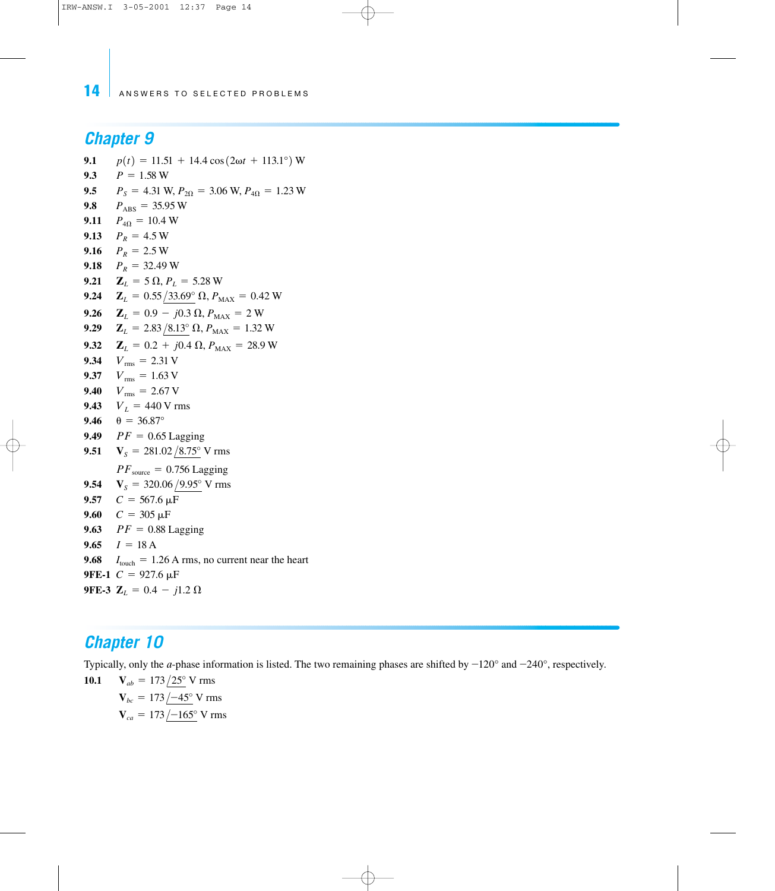## Chapter 9

**9.1** $p(t) = 11.51 + 14.4\cos(2\omega t + 113.1°)$ W

**9.3** $P = 1.58$ W

**9.5** $P_S = 4.31$ W, $P_{2\Omega} = 3.06$ W, $P_{4\Omega} = 1.23$ W

**9.8** $P_{ABS} = 35.95$ W

**9.11** $P_{4\Omega} = 10.4$ W

**9.13** $P_R = 4.5$ W

**9.16** $P_R = 2.5$ W

**9.18** $P_R = 32.49$ W

**9.21** $\mathbf{Z}_L = 5\ \Omega$, $P_L = 5.28$ W

**9.24** $\mathbf{Z}_L = 0.55\angle 33.69°\ \Omega$, $P_{MAX} = 0.42$ W

**9.26** $\mathbf{Z}_L = 0.9 - j0.3\ \Omega$, $P_{MAX} = 2$ W

**9.29** $\mathbf{Z}_L = 2.83\angle 8.13°\ \Omega$, $P_{MAX} = 1.32$ W

**9.32** $\mathbf{Z}_L = 0.2 + j0.4\ \Omega$, $P_{MAX} = 28.9$ W

**9.34** $V_{rms} = 2.31$ V

**9.37** $V_{rms} = 1.63$ V

**9.40** $V_{rms} = 2.67$ V

**9.43** $V_L = 440$ V rms

**9.46** $\theta = 36.87°$

**9.49** $PF = 0.65$ Lagging

**9.51** $\mathbf{V}_S = 281.02\angle 8.75°$ V rms

$PF_{source} = 0.756$ Lagging

**9.54** $\mathbf{V}_S = 320.06\angle 9.95°$ V rms

**9.57** $C = 567.6\ \mu$F

**9.60** $C = 305\ \mu$F

**9.63** $PF = 0.88$ Lagging

**9.65** $I = 18$ A

**9.68** $I_{touch} = 1.26$ A rms, no current near the heart

**9FE-1** $C = 927.6\ \mu$F

**9FE-3** $\mathbf{Z}_L = 0.4 - j1.2\ \Omega$

## Chapter 10

Typically, only the *a*-phase information is listed. The two remaining phases are shifted by −120° and −240°, respectively.

**10.1** $\mathbf{V}_{ab} = 173\angle 25°$ V rms

$\mathbf{V}_{bc} = 173\angle -45°$ V rms

$\mathbf{V}_{ca} = 173\angle -165°$ V rms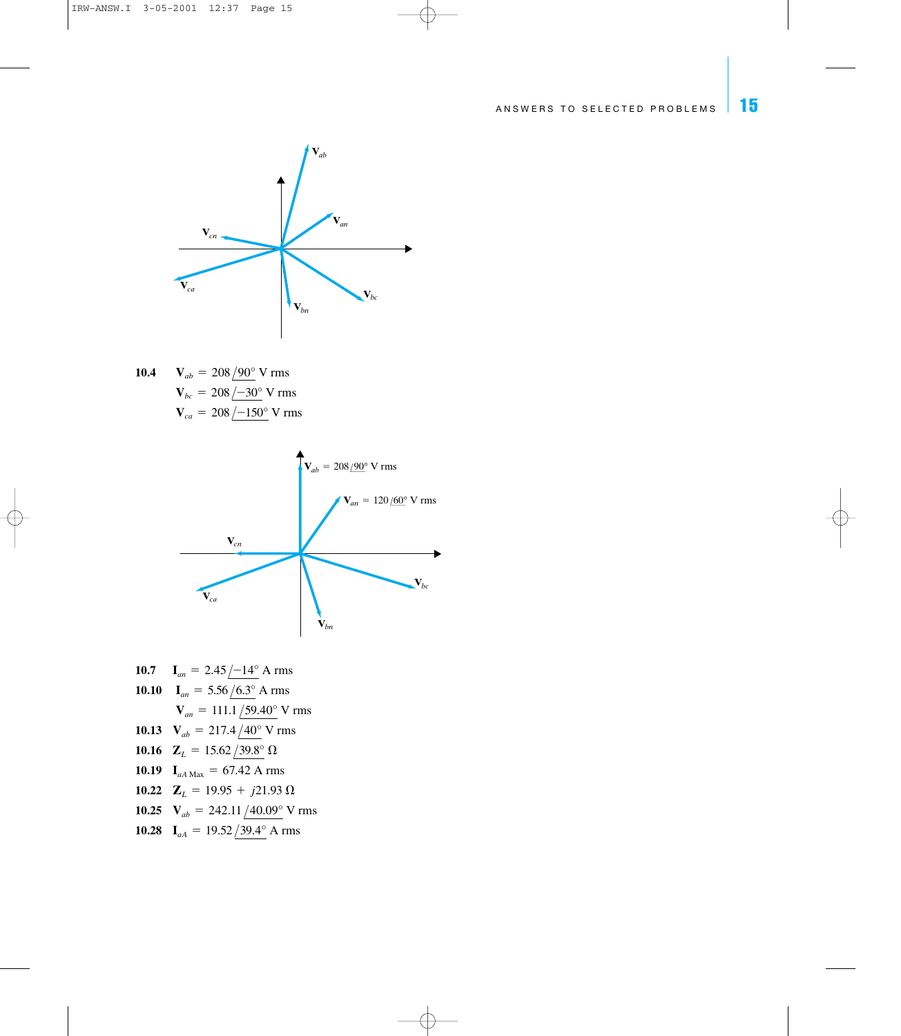**10.4** $\mathbf{V}_{ab} = 208\angle 90°$ V rms

$\mathbf{V}_{bc} = 208\angle -30°$ V rms

$\mathbf{V}_{ca} = 208\angle -150°$ V rms

**10.7** $\mathbf{I}_{an} = 2.45\angle -14°$ A rms

**10.10** $\mathbf{I}_{an} = 5.56\angle 6.3°$ A rms

$\mathbf{V}_{an} = 111.1\angle 59.40°$ V rms

**10.13** $\mathbf{V}_{ab} = 217.4\angle 40°$ V rms

**10.16** $\mathbf{Z}_{L} = 15.62\angle 39.8°\ \Omega$

**10.19** $\mathbf{I}_{aA\,\text{Max}} = 67.42$ A rms

**10.22** $\mathbf{Z}_{L} = 19.95 + j21.93\ \Omega$

**10.25** $\mathbf{V}_{ab} = 242.11\angle 40.09°$ V rms

**10.28** $\mathbf{I}_{aA} = 19.52\angle 39.4°$ A rms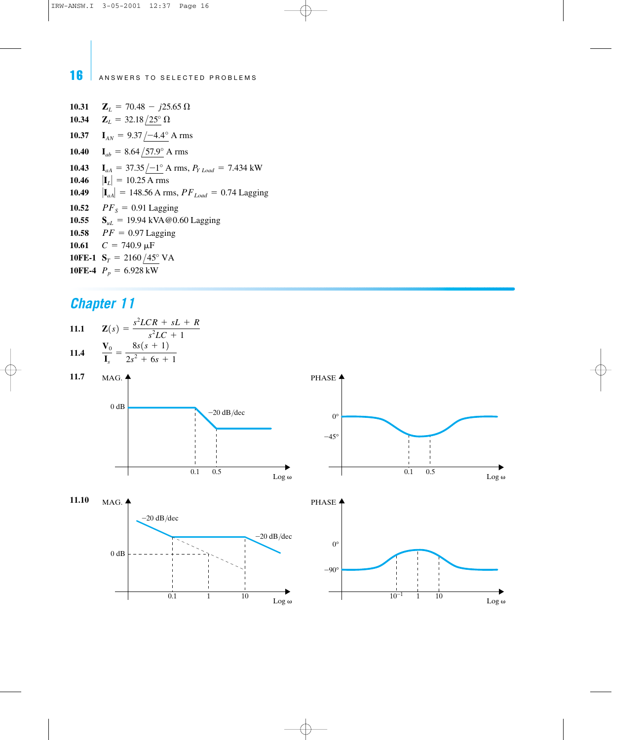**10.31** $\mathbf{Z}_L = 70.48 - j25.65\ \Omega$

**10.34** $\mathbf{Z}_L = 32.18\angle 25^\circ\ \Omega$

**10.37** $\mathbf{I}_{AN} = 9.37\angle -4.4^\circ$ A rms

**10.40** $\mathbf{I}_{ab} = 8.64\angle 57.9^\circ$ A rms

**10.43** $\mathbf{I}_{aA} = 37.35\angle -1^\circ$ A rms, $P_{Y\ Load} = 7.434$ kW

**10.46** $|\mathbf{I}_L| = 10.25$ A rms

**10.49** $|\mathbf{I}_{aA}| = 148.56$ A rms, $PF_{Load} = 0.74$ Lagging

**10.52** $PF_S = 0.91$ Lagging

**10.55** $\mathbf{S}_{uL} = 19.94$ kVA@0.60 Lagging

**10.58** $PF = 0.97$ Lagging

**10.61** $C = 740.9\ \mu$F

**10FE-1** $\mathbf{S}_T = 2160\angle 45^\circ$ VA

**10FE-4** $P_p = 6.928$ kW

## Chapter 11

**11.1** $\mathbf{Z}(s) = \dfrac{s^2LCR + sL + R}{s^2LC + 1}$

**11.4** $\dfrac{\mathbf{V}_0}{\mathbf{I}_s} = \dfrac{8s(s+1)}{2s^2 + 6s + 1}$

**11.7** MAG.: 0 dB up to 0.1, −20 dB/dec from 0.1 to 0.5, then flat; Log ω. PHASE: 0°, dipping toward −45° between 0.1 and 0.5, returning to 0°; Log ω.

**11.10** MAG.: −20 dB/dec up to 0.1, flat from 0.1 to 10, −20 dB/dec after 10; 0 dB crossing of dashed asymptote at 1; Log ω. PHASE: −90°, rising toward 0° around $10^{-1}$ to 10 (peak at 1), returning to −90°; Log ω.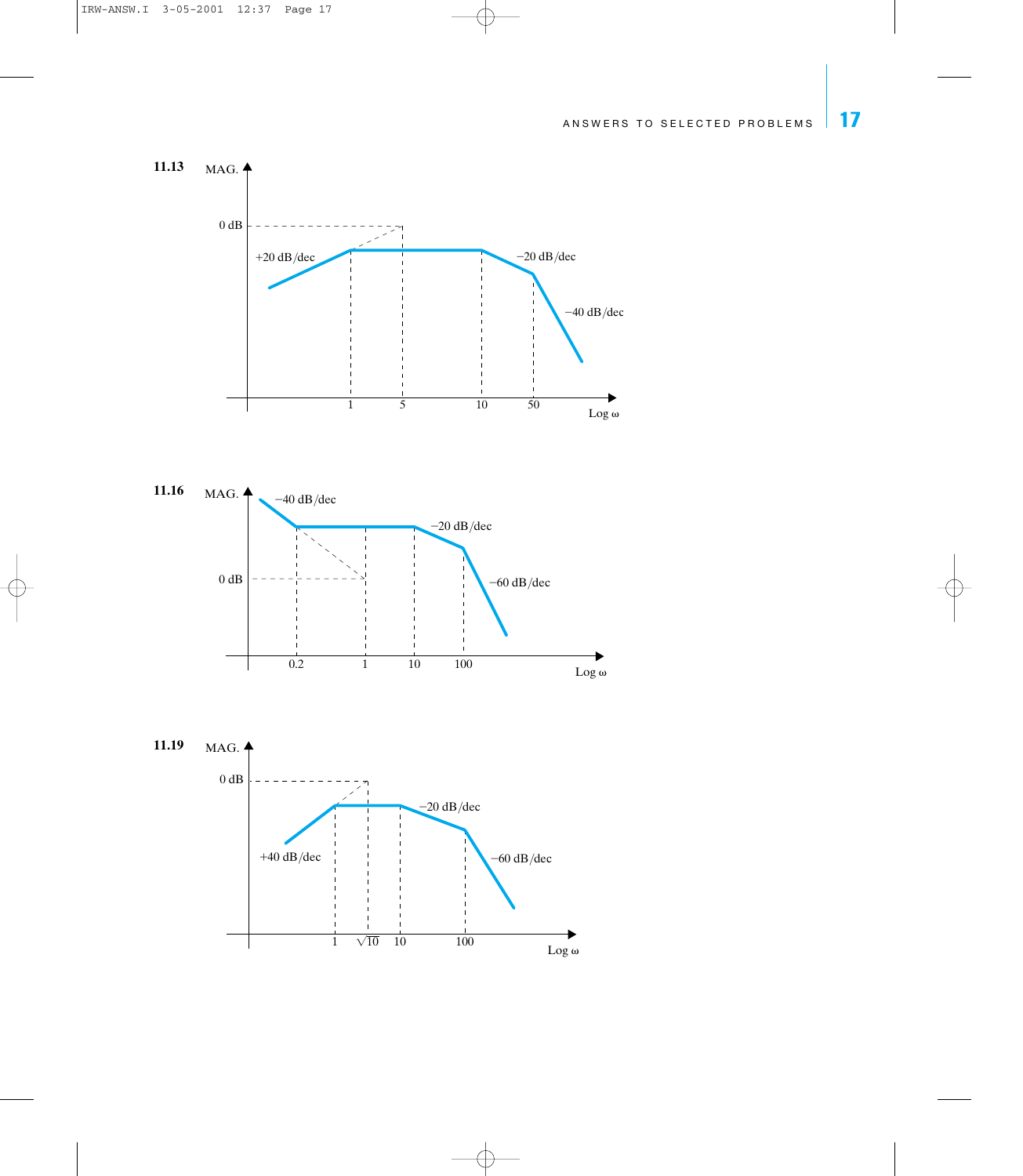**11.13**

MAG.

0 dB

+20 dB/dec

−20 dB/dec

−40 dB/dec

1 5 10 50

Log ω

**11.16**

MAG.

−40 dB/dec

−20 dB/dec

0 dB

−60 dB/dec

0.2 1 10 100

Log ω

**11.19**

MAG.

0 dB

−20 dB/dec

+40 dB/dec

−60 dB/dec

1 $\sqrt{10}$ 10 100

Log ω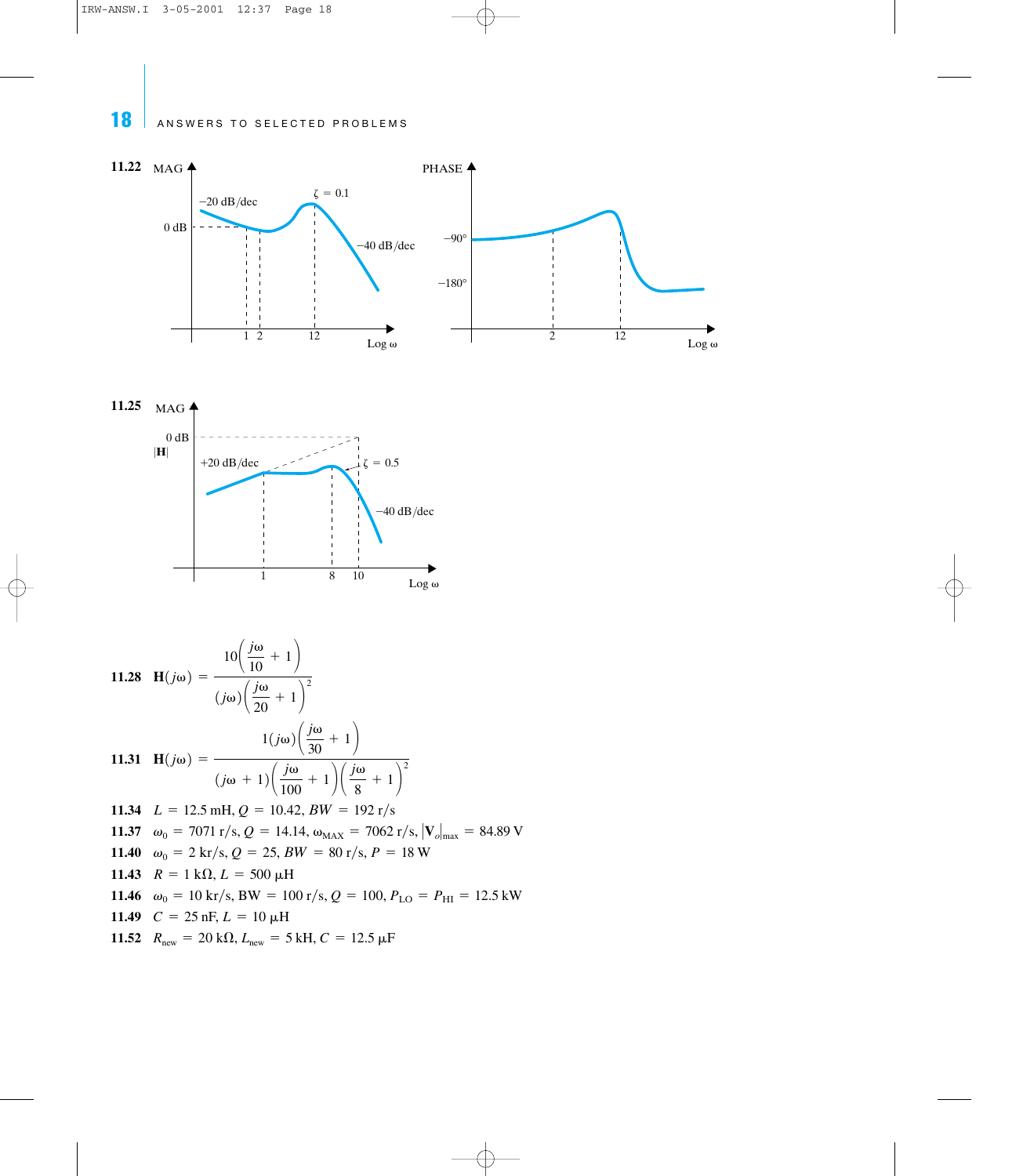**11.22**

**11.25**

**11.28** $\mathbf{H}(j\omega) = \dfrac{10\left(\dfrac{j\omega}{10} + 1\right)}{(j\omega)\left(\dfrac{j\omega}{20} + 1\right)^2}$

**11.31** $\mathbf{H}(j\omega) = \dfrac{1(j\omega)\left(\dfrac{j\omega}{30} + 1\right)}{(j\omega + 1)\left(\dfrac{j\omega}{100} + 1\right)\left(\dfrac{j\omega}{8} + 1\right)^2}$

**11.34** $L = 12.5$ mH, $Q = 10.42$, $BW = 192$ r/s

**11.37** $\omega_0 = 7071$ r/s, $Q = 14.14$, $\omega_{MAX} = 7062$ r/s, $|\mathbf{V}_o|_{max} = 84.89$ V

**11.40** $\omega_0 = 2$ kr/s, $Q = 25$, $BW = 80$ r/s, $P = 18$ W

**11.43** $R = 1$ kΩ, $L = 500$ μH

**11.46** $\omega_0 = 10$ kr/s, BW $= 100$ r/s, $Q = 100$, $P_{LO} = P_{HI} = 12.5$ kW

**11.49** $C = 25$ nF, $L = 10$ μH

**11.52** $R_{new} = 20$ kΩ, $L_{new} = 5$ kH, $C = 12.5$ μF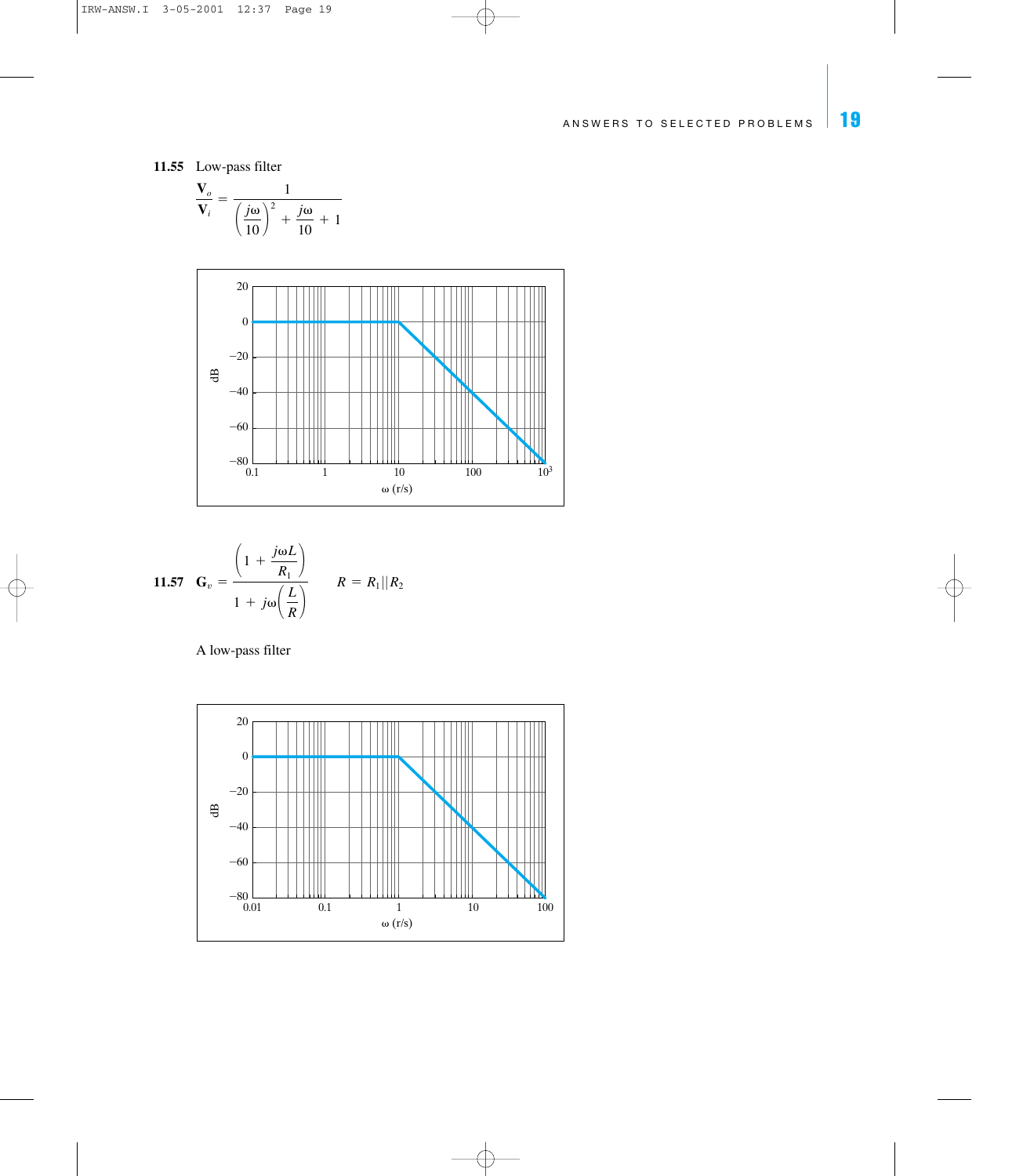**11.55** Low-pass filter

$$\frac{\mathbf{V}_o}{\mathbf{V}_i} = \frac{1}{\left(\dfrac{j\omega}{10}\right)^2 + \dfrac{j\omega}{10} + 1}$$

**11.57** $\mathbf{G}_v = \dfrac{\left(1 + \dfrac{j\omega L}{R_1}\right)}{1 + j\omega\left(\dfrac{L}{R}\right)}$ $\qquad R = R_1 || R_2$

A low-pass filter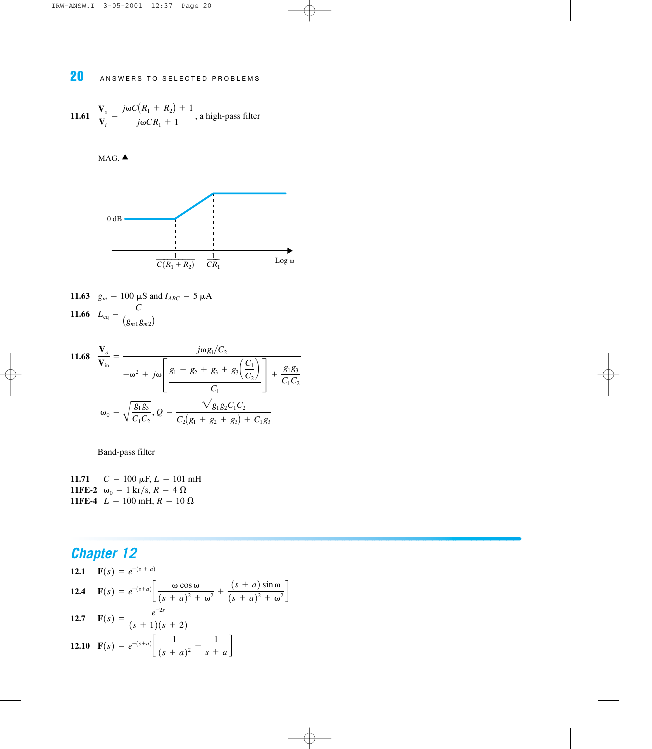**11.61** $\dfrac{\mathbf{V}_o}{\mathbf{V}_i} = \dfrac{j\omega C(R_1 + R_2) + 1}{j\omega CR_1 + 1}$, a high-pass filter

MAG.

0 dB

$\dfrac{1}{C(R_1 + R_2)}$ $\dfrac{1}{CR_1}$ Log ω

**11.63** $g_m = 100\ \mu\text{S}$ and $I_{ABC} = 5\ \mu\text{A}$

**11.66** $L_{\text{eq}} = \dfrac{C}{(g_{m1} g_{m2})}$

**11.68**
$$\frac{\mathbf{V}_o}{\mathbf{V}_{\text{in}}} = \frac{j\omega g_1/C_2}{-\omega^2 + j\omega\left[\dfrac{g_1 + g_2 + g_3 + g_3\left(\dfrac{C_1}{C_2}\right)}{C_1}\right] + \dfrac{g_1 g_3}{C_1 C_2}}$$

$$\omega_0 = \sqrt{\frac{g_1 g_3}{C_1 C_2}},\ Q = \frac{\sqrt{g_1 g_2 C_1 C_2}}{C_2(g_1 + g_2 + g_3) + C_1 g_3}$$

Band-pass filter

**11.71** $C = 100\ \mu\text{F}$, $L = 101$ mH
**11FE-2** $\omega_0 = 1$ kr/s, $R = 4\ \Omega$
**11FE-4** $L = 100$ mH, $R = 10\ \Omega$

## Chapter 12

**12.1** $\mathbf{F}(s) = e^{-(s+a)}$

**12.4** $\mathbf{F}(s) = e^{-(s+a)}\left[\dfrac{\omega \cos \omega}{(s + a)^2 + \omega^2} + \dfrac{(s + a)\sin \omega}{(s + a)^2 + \omega^2}\right]$

**12.7** $\mathbf{F}(s) = \dfrac{e^{-2s}}{(s + 1)(s + 2)}$

**12.10** $\mathbf{F}(s) = e^{-(s+a)}\left[\dfrac{1}{(s + a)^2} + \dfrac{1}{s + a}\right]$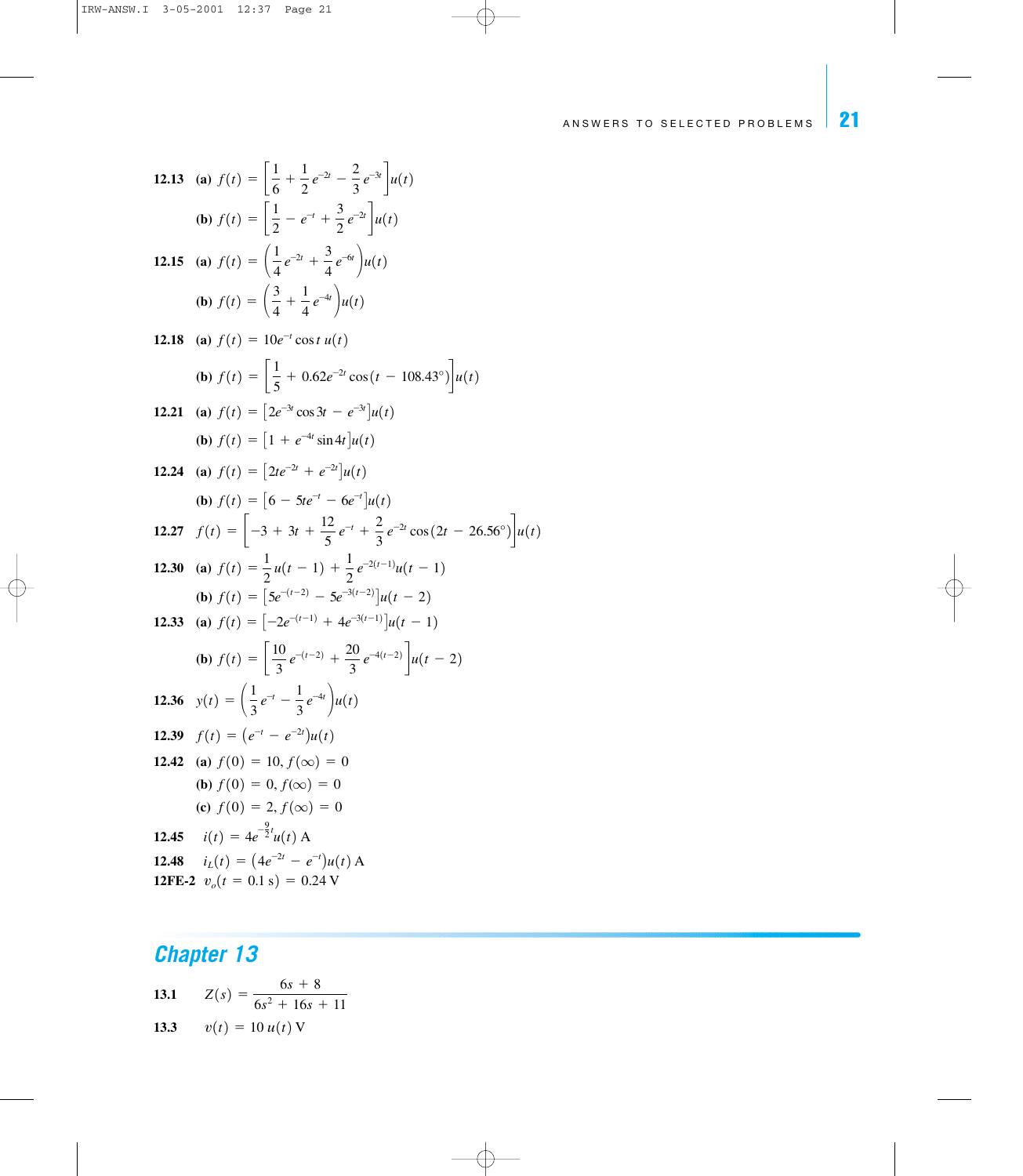**12.13** **(a)** $f(t) = \left[\frac{1}{6} + \frac{1}{2}e^{-2t} - \frac{2}{3}e^{-3t}\right]u(t)$

**(b)** $f(t) = \left[\frac{1}{2} - e^{-t} + \frac{3}{2}e^{-2t}\right]u(t)$

**12.15** **(a)** $f(t) = \left(\frac{1}{4}e^{-2t} + \frac{3}{4}e^{-6t}\right)u(t)$

**(b)** $f(t) = \left(\frac{3}{4} + \frac{1}{4}e^{-4t}\right)u(t)$

**12.18** **(a)** $f(t) = 10e^{-t}\cos t\, u(t)$

**(b)** $f(t) = \left[\frac{1}{5} + 0.62e^{-2t}\cos(t - 108.43°)\right]u(t)$

**12.21** **(a)** $f(t) = \left[2e^{-3t}\cos 3t - e^{-3t}\right]u(t)$

**(b)** $f(t) = \left[1 + e^{-4t}\sin 4t\right]u(t)$

**12.24** **(a)** $f(t) = \left[2te^{-2t} + e^{-2t}\right]u(t)$

**(b)** $f(t) = \left[6 - 5te^{-t} - 6e^{-t}\right]u(t)$

**12.27** $f(t) = \left[-3 + 3t + \frac{12}{5}e^{-t} + \frac{2}{3}e^{-2t}\cos(2t - 26.56°)\right]u(t)$

**12.30** **(a)** $f(t) = \frac{1}{2}u(t-1) + \frac{1}{2}e^{-2(t-1)}u(t-1)$

**(b)** $f(t) = \left[5e^{-(t-2)} - 5e^{-3(t-2)}\right]u(t-2)$

**12.33** **(a)** $f(t) = \left[-2e^{-(t-1)} + 4e^{-3(t-1)}\right]u(t-1)$

**(b)** $f(t) = \left[\frac{10}{3}e^{-(t-2)} + \frac{20}{3}e^{-4(t-2)}\right]u(t-2)$

**12.36** $y(t) = \left(\frac{1}{3}e^{-t} - \frac{1}{3}e^{-4t}\right)u(t)$

**12.39** $f(t) = \left(e^{-t} - e^{-2t}\right)u(t)$

**12.42** **(a)** $f(0) = 10, f(\infty) = 0$

**(b)** $f(0) = 0, f(\infty) = 0$

**(c)** $f(0) = 2, f(\infty) = 0$

**12.45** $i(t) = 4e^{-\frac{9}{2}t}u(t)$ A

**12.48** $i_L(t) = \left(4e^{-2t} - e^{-t}\right)u(t)$ A

**12FE-2** $v_o(t = 0.1 \text{ s}) = 0.24$ V

## Chapter 13

**13.1** $Z(s) = \dfrac{6s + 8}{6s^2 + 16s + 11}$

**13.3** $v(t) = 10\,u(t)$ V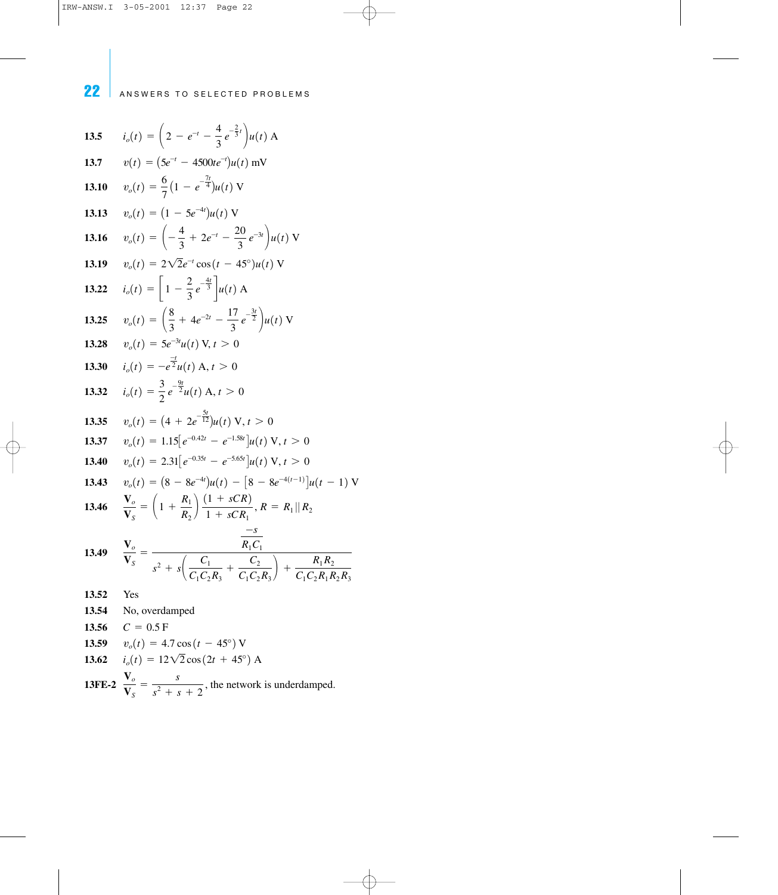**13.5** $i_o(t) = \left(2 - e^{-t} - \frac{4}{3}e^{-\frac{2}{3}t}\right)u(t)$ A

**13.7** $v(t) = \left(5e^{-t} - 4500te^{-t}\right)u(t)$ mV

**13.10** $v_o(t) = \frac{6}{7}\left(1 - e^{-\frac{7t}{4}}\right)u(t)$ V

**13.13** $v_o(t) = \left(1 - 5e^{-4t}\right)u(t)$ V

**13.16** $v_o(t) = \left(-\frac{4}{3} + 2e^{-t} - \frac{20}{3}e^{-3t}\right)u(t)$ V

**13.19** $v_o(t) = 2\sqrt{2}e^{-t}\cos(t - 45°)u(t)$ V

**13.22** $i_o(t) = \left[1 - \frac{2}{3}e^{-\frac{4t}{3}}\right]u(t)$ A

**13.25** $v_o(t) = \left(\frac{8}{3} + 4e^{-2t} - \frac{17}{3}e^{-\frac{3t}{2}}\right)u(t)$ V

**13.28** $v_o(t) = 5e^{-3t}u(t)$ V, $t > 0$

**13.30** $i_o(t) = -e^{\frac{-t}{2}}u(t)$ A, $t > 0$

**13.32** $i_o(t) = \frac{3}{2}e^{-\frac{9t}{2}}u(t)$ A, $t > 0$

**13.35** $v_o(t) = \left(4 + 2e^{-\frac{5t}{12}}\right)u(t)$ V, $t > 0$

**13.37** $v_o(t) = 1.15\left[e^{-0.42t} - e^{-1.58t}\right]u(t)$ V, $t > 0$

**13.40** $v_o(t) = 2.31\left[e^{-0.35t} - e^{-5.65t}\right]u(t)$ V, $t > 0$

**13.43** $v_o(t) = \left(8 - 8e^{-4t}\right)u(t) - \left[8 - 8e^{-4(t-1)}\right]u(t-1)$ V

**13.46** $\frac{\mathbf{V}_o}{\mathbf{V}_S} = \left(1 + \frac{R_1}{R_2}\right)\frac{(1 + sCR)}{1 + sCR_1}$, $R = R_1 \| R_2$

**13.49** $\frac{\mathbf{V}_o}{\mathbf{V}_S} = \dfrac{\dfrac{-s}{R_1C_1}}{s^2 + s\left(\dfrac{C_1}{C_1C_2R_3} + \dfrac{C_2}{C_1C_2R_3}\right) + \dfrac{R_1R_2}{C_1C_2R_1R_2R_3}}$

**13.52** Yes

**13.54** No, overdamped

**13.56** $C = 0.5$ F

**13.59** $v_o(t) = 4.7\cos(t - 45°)$ V

**13.62** $i_o(t) = 12\sqrt{2}\cos(2t + 45°)$ A

**13FE-2** $\frac{\mathbf{V}_o}{\mathbf{V}_S} = \frac{s}{s^2 + s + 2}$, the network is underdamped.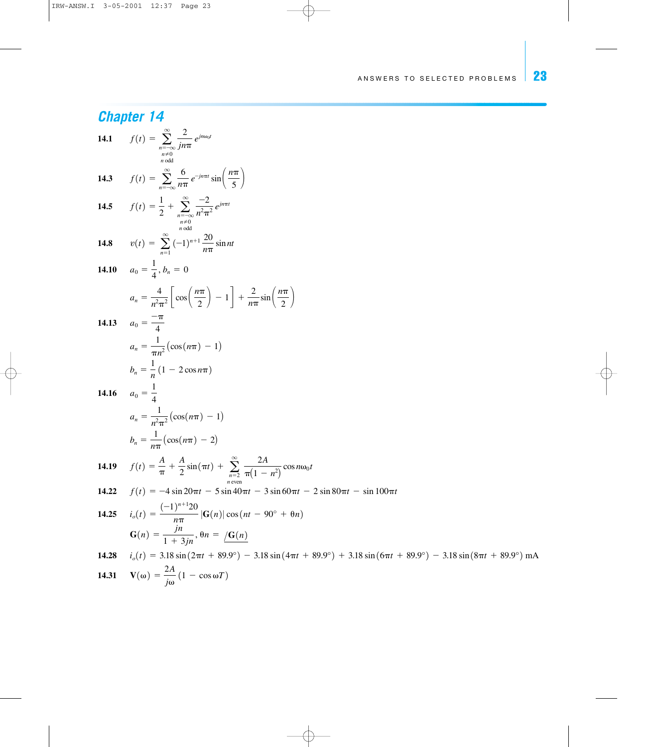## Chapter 14

**14.1** $f(t) = \sum_{\substack{n=-\infty \\ n\neq 0 \\ n \text{ odd}}}^{\infty} \frac{2}{jn\pi} e^{jn\omega_0 t}$

**14.3** $f(t) = \sum_{n=-\infty}^{\infty} \frac{6}{n\pi} e^{-jn\pi t} \sin\left(\frac{n\pi}{5}\right)$

**14.5** $f(t) = \frac{1}{2} + \sum_{\substack{n=-\infty \\ n\neq 0 \\ n \text{ odd}}}^{\infty} \frac{-2}{n^2\pi^2} e^{jn\pi t}$

**14.8** $v(t) = \sum_{n=1}^{\infty} (-1)^{n+1} \frac{20}{n\pi} \sin nt$

**14.10** $a_0 = \frac{1}{4}, b_n = 0$

$a_n = \frac{4}{n^2\pi^2}\left[\cos\left(\frac{n\pi}{2}\right) - 1\right] + \frac{2}{n\pi}\sin\left(\frac{n\pi}{2}\right)$

**14.13** $a_0 = \frac{-\pi}{4}$

$a_n = \frac{1}{\pi n^2}(\cos(n\pi) - 1)$

$b_n = \frac{1}{n}(1 - 2\cos n\pi)$

**14.16** $a_0 = \frac{1}{4}$

$a_n = \frac{1}{n^2\pi^2}(\cos(n\pi) - 1)$

$b_n = \frac{1}{n\pi}(\cos(n\pi) - 2)$

**14.19** $f(t) = \frac{A}{\pi} + \frac{A}{2}\sin(\pi t) + \sum_{\substack{n=2 \\ n \text{ even}}}^{\infty} \frac{2A}{\pi(1 - n^2)} \cos n\omega_0 t$

**14.22** $f(t) = -4\sin 20\pi t - 5\sin 40\pi t - 3\sin 60\pi t - 2\sin 80\pi t - \sin 100\pi t$

**14.25** $i_o(t) = \frac{(-1)^{n+1}20}{n\pi} |\mathbf{G}(n)| \cos(nt - 90° + \theta n)$

$\mathbf{G}(n) = \frac{jn}{1 + 3jn}, \theta n = \underline{/\mathbf{G}(n)}$

**14.28** $i_o(t) = 3.18\sin(2\pi t + 89.9°) - 3.18\sin(4\pi t + 89.9°) + 3.18\sin(6\pi t + 89.9°) - 3.18\sin(8\pi t + 89.9°)$ mA

**14.31** $\mathbf{V}(\omega) = \frac{2A}{j\omega}(1 - \cos\omega T)$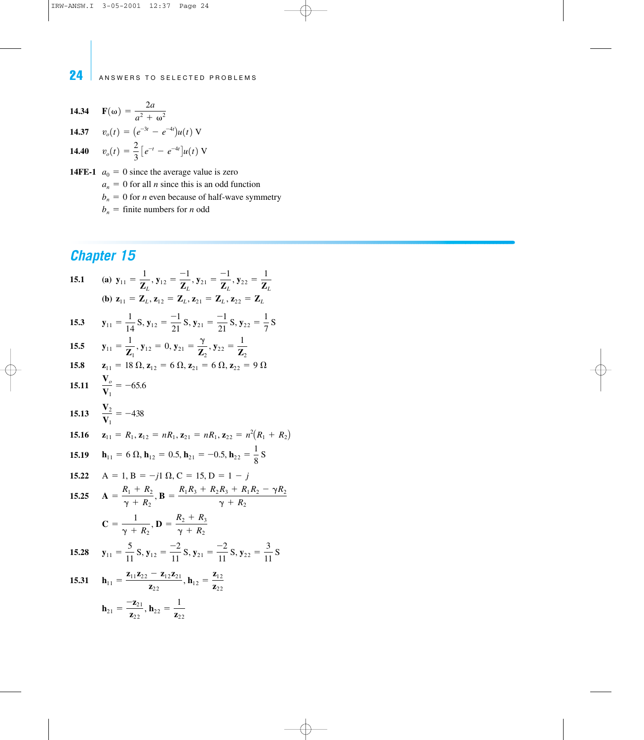**14.34** $\mathbf{F}(\omega) = \dfrac{2a}{a^2 + \omega^2}$

**14.37** $v_o(t) = \left(e^{-3t} - e^{-4t}\right)u(t)$ V

**14.40** $v_o(t) = \dfrac{2}{3}\left[e^{-t} - e^{-4t}\right]u(t)$ V

**14FE-1** $a_0 = 0$ since the average value is zero

$a_n = 0$ for all $n$ since this is an odd function

$b_n = 0$ for $n$ even because of half-wave symmetry

$b_n =$ finite numbers for $n$ odd

## Chapter 15

**15.1** **(a)** $\mathbf{y}_{11} = \dfrac{1}{\mathbf{Z}_L}, \mathbf{y}_{12} = \dfrac{-1}{\mathbf{Z}_L}, \mathbf{y}_{21} = \dfrac{-1}{\mathbf{Z}_L}, \mathbf{y}_{22} = \dfrac{1}{\mathbf{Z}_L}$

**(b)** $\mathbf{z}_{11} = \mathbf{Z}_L, \mathbf{z}_{12} = \mathbf{Z}_L, \mathbf{z}_{21} = \mathbf{Z}_L, \mathbf{z}_{22} = \mathbf{Z}_L$

**15.3** $\mathbf{y}_{11} = \dfrac{1}{14}\text{ S}, \mathbf{y}_{12} = \dfrac{-1}{21}\text{ S}, \mathbf{y}_{21} = \dfrac{-1}{21}\text{ S}, \mathbf{y}_{22} = \dfrac{1}{7}\text{ S}$

**15.5** $\mathbf{y}_{11} = \dfrac{1}{\mathbf{Z}_1}, \mathbf{y}_{12} = 0, \mathbf{y}_{21} = \dfrac{\gamma}{\mathbf{Z}_2}, \mathbf{y}_{22} = \dfrac{1}{\mathbf{Z}_2}$

**15.8** $\mathbf{z}_{11} = 18\ \Omega, \mathbf{z}_{12} = 6\ \Omega, \mathbf{z}_{21} = 6\ \Omega, \mathbf{z}_{22} = 9\ \Omega$

**15.11** $\dfrac{\mathbf{V}_o}{\mathbf{V}_1} = -65.6$

**15.13** $\dfrac{\mathbf{V}_2}{\mathbf{V}_1} = -438$

**15.16** $\mathbf{z}_{11} = R_1, \mathbf{z}_{12} = nR_1, \mathbf{z}_{21} = nR_1, \mathbf{z}_{22} = n^2(R_1 + R_2)$

**15.19** $\mathbf{h}_{11} = 6\ \Omega, \mathbf{h}_{12} = 0.5, \mathbf{h}_{21} = -0.5, \mathbf{h}_{22} = \dfrac{1}{8}\text{ S}$

**15.22** $\text{A} = 1, \text{B} = -j1\ \Omega, \text{C} = 15, \text{D} = 1 - j$

**15.25** $\mathbf{A} = \dfrac{R_1 + R_2}{\gamma + R_2}, \mathbf{B} = \dfrac{R_1R_3 + R_2R_3 + R_1R_2 - \gamma R_2}{\gamma + R_2}$

$\mathbf{C} = \dfrac{1}{\gamma + R_2}, \mathbf{D} = \dfrac{R_2 + R_3}{\gamma + R_2}$

**15.28** $\mathbf{y}_{11} = \dfrac{5}{11}\text{ S}, \mathbf{y}_{12} = \dfrac{-2}{11}\text{ S}, \mathbf{y}_{21} = \dfrac{-2}{11}\text{ S}, \mathbf{y}_{22} = \dfrac{3}{11}\text{ S}$

**15.31** $\mathbf{h}_{11} = \dfrac{\mathbf{z}_{11}\mathbf{z}_{22} - \mathbf{z}_{12}\mathbf{z}_{21}}{\mathbf{z}_{22}}, \mathbf{h}_{12} = \dfrac{\mathbf{z}_{12}}{\mathbf{z}_{22}}$

$\mathbf{h}_{21} = \dfrac{-\mathbf{z}_{21}}{\mathbf{z}_{22}}, \mathbf{h}_{22} = \dfrac{1}{\mathbf{z}_{22}}$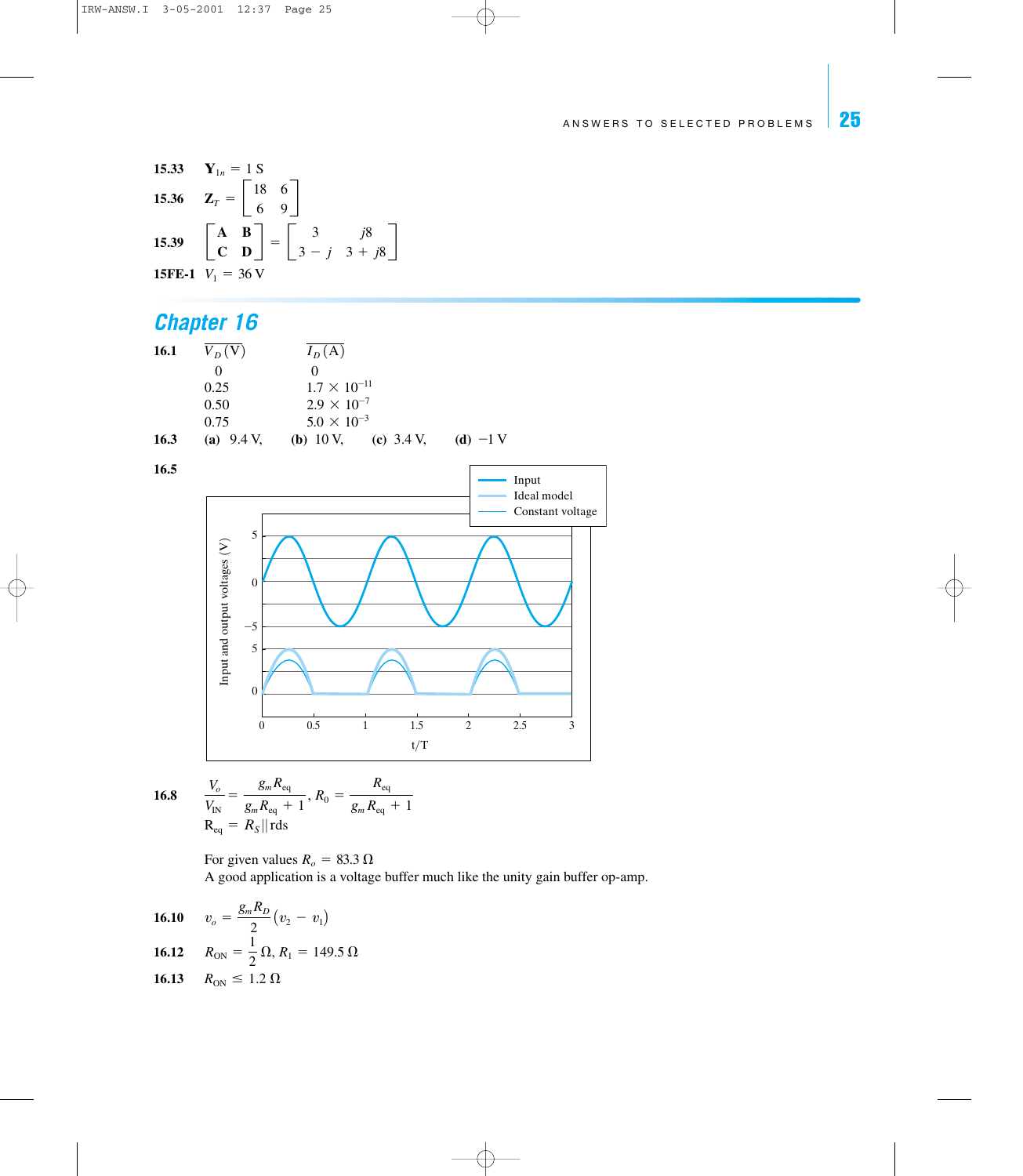**15.33** $\mathbf{Y}_{1n} = 1$ S

**15.36** $\mathbf{Z}_T = \begin{bmatrix} 18 & 6 \\ 6 & 9 \end{bmatrix}$

**15.39** $\begin{bmatrix} \mathbf{A} & \mathbf{B} \\ \mathbf{C} & \mathbf{D} \end{bmatrix} = \begin{bmatrix} 3 & j8 \\ 3 - j & 3 + j8 \end{bmatrix}$

**15FE-1** $V_1 = 36$ V

## Chapter 16

**16.1**

| $V_D$ (V) | $I_D$ (A) |
|---|---|
| 0 | 0 |
| 0.25 | $1.7 \times 10^{-11}$ |
| 0.50 | $2.9 \times 10^{-7}$ |
| 0.75 | $5.0 \times 10^{-3}$ |

**16.3** **(a)** 9.4 V, **(b)** 10 V, **(c)** 3.4 V, **(d)** −1 V

**16.5**

**16.8** $\dfrac{V_o}{V_{IN}} = \dfrac{g_m R_{eq}}{g_m R_{eq} + 1}$, $R_0 = \dfrac{R_{eq}}{g_m R_{eq} + 1}$

$R_{eq} = R_S \| \text{rds}$

For given values $R_o = 83.3\ \Omega$

A good application is a voltage buffer much like the unity gain buffer op-amp.

**16.10** $v_o = \dfrac{g_m R_D}{2}(v_2 - v_1)$

**16.12** $R_{ON} = \dfrac{1}{2}\ \Omega$, $R_1 = 149.5\ \Omega$

**16.13** $R_{ON} \leq 1.2\ \Omega$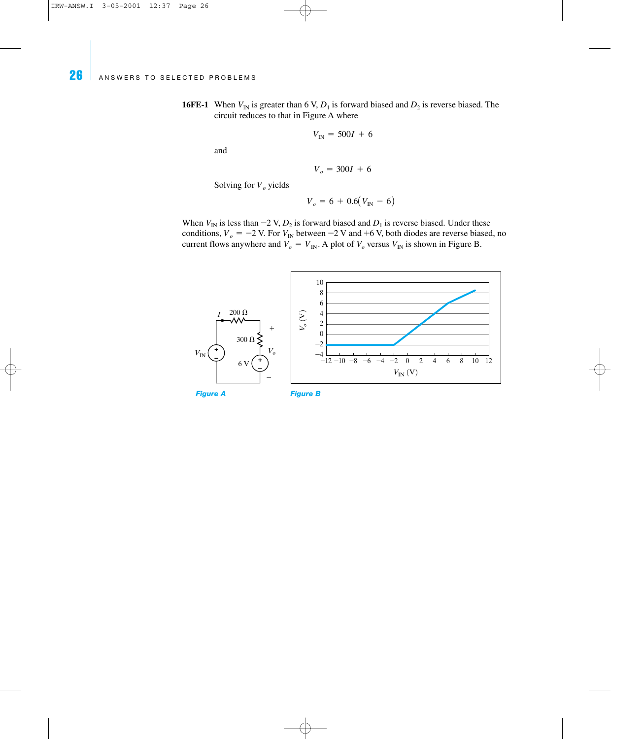**16FE-1** When $V_{IN}$ is greater than 6 V, $D_1$ is forward biased and $D_2$ is reverse biased. The circuit reduces to that in Figure A where

$$V_{IN} = 500I + 6$$

and

$$V_o = 300I + 6$$

Solving for $V_o$ yields

$$V_o = 6 + 0.6(V_{IN} - 6)$$

When $V_{IN}$ is less than −2 V, $D_2$ is forward biased and $D_1$ is reverse biased. Under these conditions, $V_o = -2$ V. For $V_{IN}$ between −2 V and +6 V, both diodes are reverse biased, no current flows anywhere and $V_o = V_{IN}$. A plot of $V_o$ versus $V_{IN}$ is shown in Figure B.

I
200 Ω
300 Ω
$V_{IN}$
6 V
$V_o$
+
−

*Figure A*

10
8
6
4
2
0
−2
−4
$V_o$ (V)
−12 −10 −8 −6 −4 −2 0 2 4 6 8 10 12
$V_{IN}$ (V)

*Figure B*